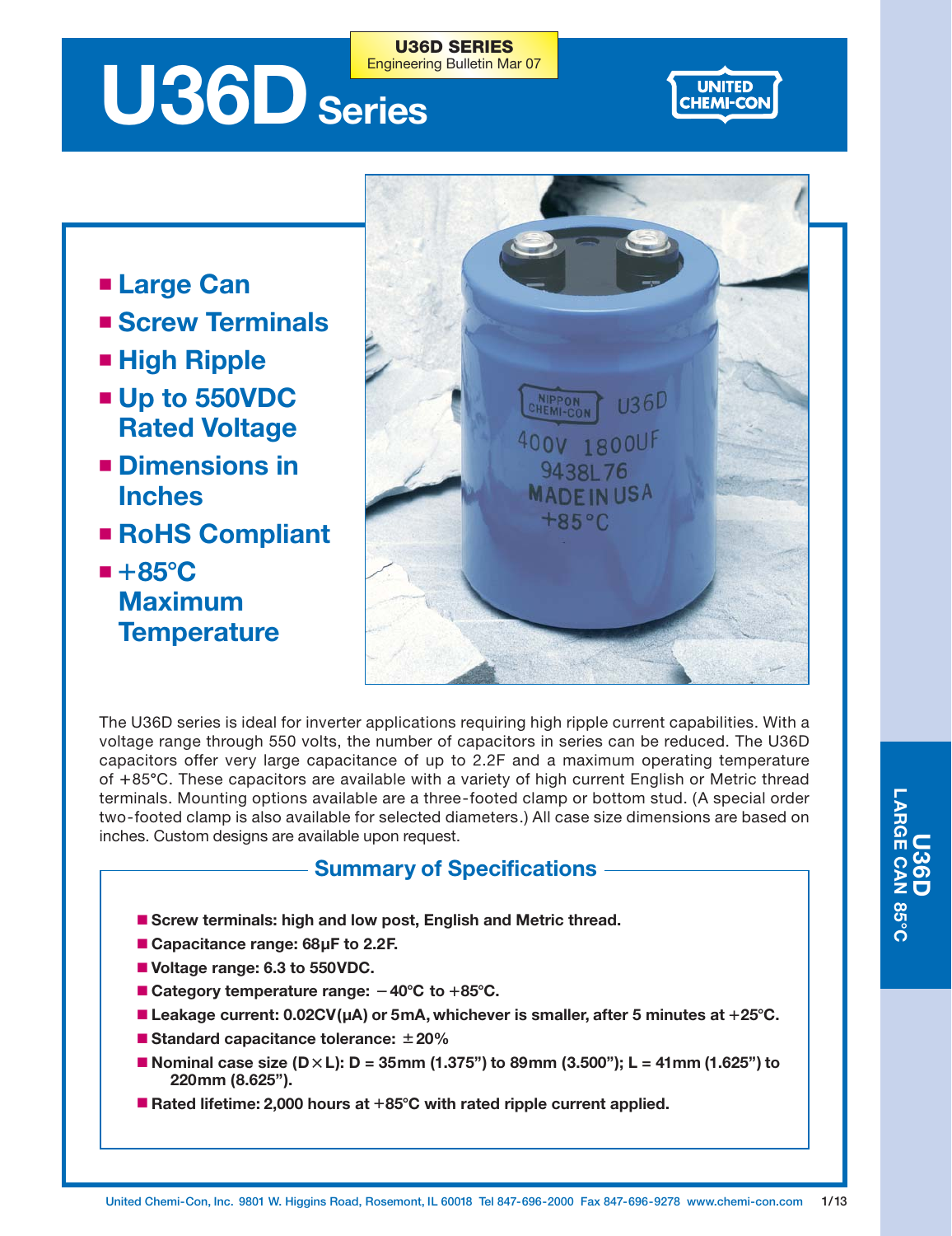**U36D SERIES**
Engineering Bulletin Mar 07

# U36D Series

UNITED CHEMI-CON

- **Large Can**
- **Screw Terminals**
- **High Ripple**
- **Up to 550VDC Rated Voltage**
- **Dimensions in Inches**
- **RoHS Compliant**
- **+85°C Maximum Temperature**

The U36D series is ideal for inverter applications requiring high ripple current capabilities. With a voltage range through 550 volts, the number of capacitors in series can be reduced. The U36D capacitors offer very large capacitance of up to 2.2F and a maximum operating temperature of +85°C. These capacitors are available with a variety of high current English or Metric thread terminals. Mounting options available are a three-footed clamp or bottom stud. (A special order two-footed clamp is also available for selected diameters.) All case size dimensions are based on inches. Custom designs are available upon request.

## Summary of Specifications

- **Screw terminals: high and low post, English and Metric thread.**
- **Capacitance range: 68µF to 2.2F.**
- **Voltage range: 6.3 to 550VDC.**
- **Category temperature range: −40°C to +85°C.**
- **Leakage current: 0.02CV(µA) or 5mA, whichever is smaller, after 5 minutes at +25°C.**
- **Standard capacitance tolerance: ±20%**
- **Nominal case size (D×L): D = 35mm (1.375") to 89mm (3.500"); L = 41mm (1.625") to 220mm (8.625").**
- **Rated lifetime: 2,000 hours at +85°C with rated ripple current applied.**

United Chemi-Con, Inc. 9801 W. Higgins Road, Rosemont, IL 60018 Tel 847-696-2000 Fax 847-696-9278 www.chemi-con.com

**U36D LARGE CAN 85°C**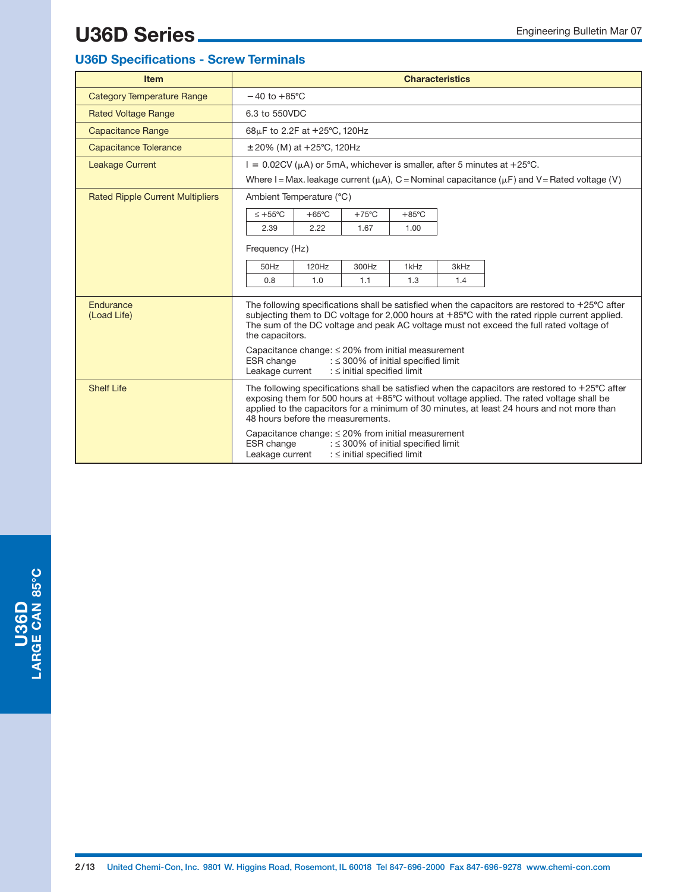# U36D Series

## U36D Specifications - Screw Terminals

| Item | Characteristics |
|---|---|
| Category Temperature Range | −40 to +85°C |
| Rated Voltage Range | 6.3 to 550VDC |
| Capacitance Range | 68µF to 2.2F at +25°C, 120Hz |
| Capacitance Tolerance | ±20% (M) at +25°C, 120Hz |
| Leakage Current | I = 0.02CV (µA) or 5mA, whichever is smaller, after 5 minutes at +25°C. Where I = Max. leakage current (µA), C = Nominal capacitance (µF) and V = Rated voltage (V) |
| Rated Ripple Current Multipliers | Ambient Temperature (°C): ≤ +55°C: 2.39; +65°C: 2.22; +75°C: 1.67; +85°C: 1.00. Frequency (Hz): 50Hz: 0.8; 120Hz: 1.0; 300Hz: 1.1; 1kHz: 1.3; 3kHz: 1.4 |
| Endurance (Load Life) | The following specifications shall be satisfied when the capacitors are restored to +25°C after subjecting them to DC voltage for 2,000 hours at +85°C with the rated ripple current applied. The sum of the DC voltage and peak AC voltage must not exceed the full rated voltage of the capacitors. Capacitance change: ≤ 20% from initial measurement; ESR change: ≤ 300% of initial specified limit; Leakage current: ≤ initial specified limit |
| Shelf Life | The following specifications shall be satisfied when the capacitors are restored to +25°C after exposing them for 500 hours at +85°C without voltage applied. The rated voltage shall be applied to the capacitors for a minimum of 30 minutes, at least 24 hours and not more than 48 hours before the measurements. Capacitance change: ≤ 20% from initial measurement; ESR change: ≤ 300% of initial specified limit; Leakage current: ≤ initial specified limit |

Rated Ripple Current Multipliers – Ambient Temperature (°C):

| ≤ +55°C | +65°C | +75°C | +85°C |
|---|---|---|---|
| 2.39 | 2.22 | 1.67 | 1.00 |

Rated Ripple Current Multipliers – Frequency (Hz):

| 50Hz | 120Hz | 300Hz | 1kHz | 3kHz |
|---|---|---|---|---|
| 0.8 | 1.0 | 1.1 | 1.3 | 1.4 |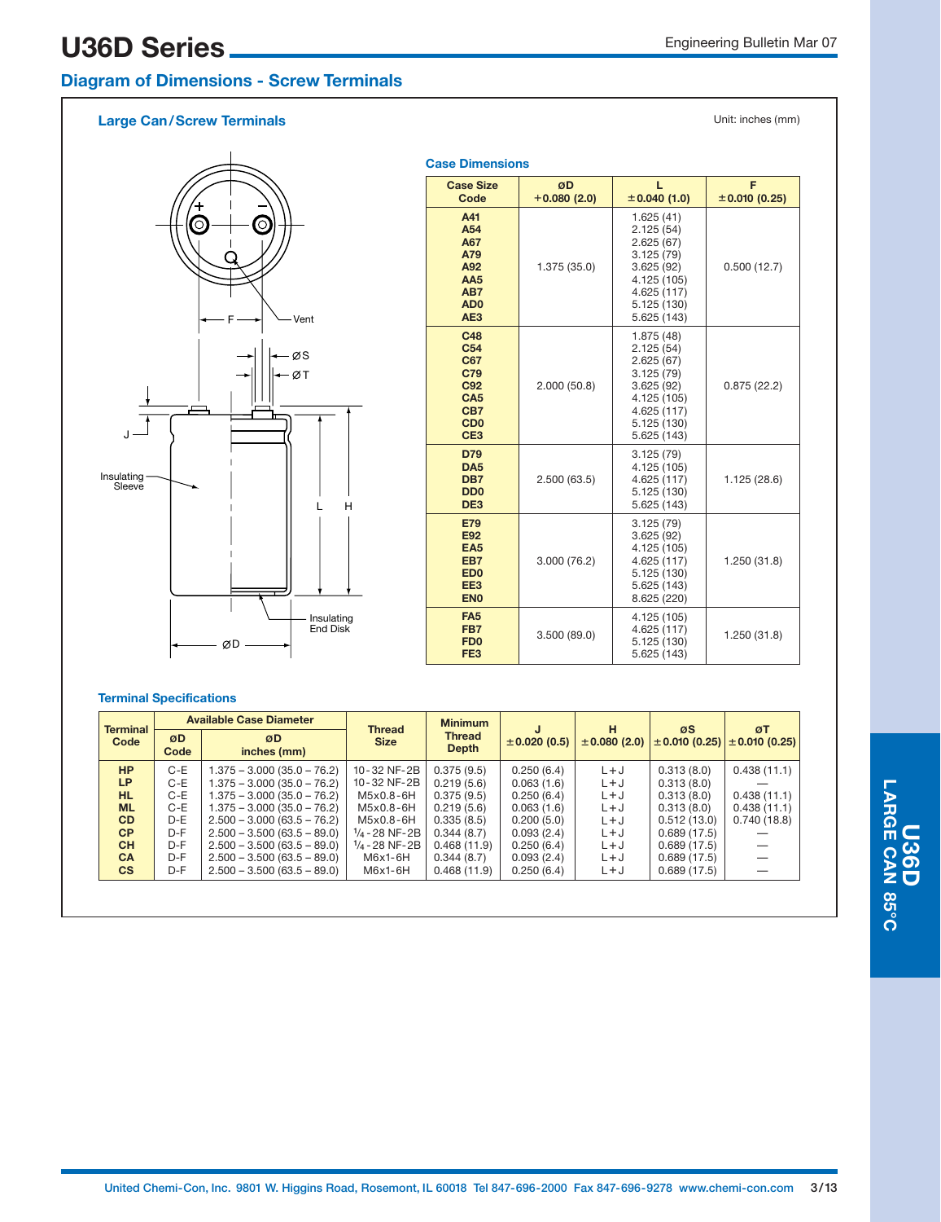# U36D Series

## Diagram of Dimensions - Screw Terminals

### Large Can/Screw Terminals

Unit: inches (mm)

Vent

F

ØS

ØT

J

Insulating Sleeve

L

H

Insulating End Disk

ØD

**Case Dimensions**

| Case Size Code | ØD +0.080 (2.0) | L ±0.040 (1.0) | F ±0.010 (0.25) |
|---|---|---|---|
| A41<br>A54<br>A67<br>A79<br>A92<br>AA5<br>AB7<br>AD0<br>AE3 | 1.375 (35.0) | 1.625 (41)<br>2.125 (54)<br>2.625 (67)<br>3.125 (79)<br>3.625 (92)<br>4.125 (105)<br>4.625 (117)<br>5.125 (130)<br>5.625 (143) | 0.500 (12.7) |
| C48<br>C54<br>C67<br>C79<br>C92<br>CA5<br>CB7<br>CD0<br>CE3 | 2.000 (50.8) | 1.875 (48)<br>2.125 (54)<br>2.625 (67)<br>3.125 (79)<br>3.625 (92)<br>4.125 (105)<br>4.625 (117)<br>5.125 (130)<br>5.625 (143) | 0.875 (22.2) |
| D79<br>DA5<br>DB7<br>DD0<br>DE3 | 2.500 (63.5) | 3.125 (79)<br>4.125 (105)<br>4.625 (117)<br>5.125 (130)<br>5.625 (143) | 1.125 (28.6) |
| E79<br>E92<br>EA5<br>EB7<br>ED0<br>EE3<br>EN0 | 3.000 (76.2) | 3.125 (79)<br>3.625 (92)<br>4.125 (105)<br>4.625 (117)<br>5.125 (130)<br>5.625 (143)<br>8.625 (220) | 1.250 (31.8) |
| FA5<br>FB7<br>FD0<br>FE3 | 3.500 (89.0) | 4.125 (105)<br>4.625 (117)<br>5.125 (130)<br>5.625 (143) | 1.250 (31.8) |

**Terminal Specifications**

| Terminal Code | Available Case Diameter | | Thread Size | Minimum Thread Depth | J ±0.020 (0.5) | H ±0.080 (2.0) | ØS ±0.010 (0.25) | ØT ±0.010 (0.25) |
|---|---|---|---|---|---|---|---|---|
| | ØD Code | ØD inches (mm) | | | | | | |
| HP | C-E | 1.375 – 3.000 (35.0 – 76.2) | 10-32 NF-2B | 0.375 (9.5) | 0.250 (6.4) | L+J | 0.313 (8.0) | 0.438 (11.1) |
| LP | C-E | 1.375 – 3.000 (35.0 – 76.2) | 10-32 NF-2B | 0.219 (5.6) | 0.063 (1.6) | L+J | 0.313 (8.0) | — |
| HL | C-E | 1.375 – 3.000 (35.0 – 76.2) | M5x0.8-6H | 0.375 (9.5) | 0.250 (6.4) | L+J | 0.313 (8.0) | 0.438 (11.1) |
| ML | C-E | 1.375 – 3.000 (35.0 – 76.2) | M5x0.8-6H | 0.219 (5.6) | 0.063 (1.6) | L+J | 0.313 (8.0) | 0.438 (11.1) |
| CD | D-E | 2.500 – 3.000 (63.5 – 76.2) | M5x0.8-6H | 0.335 (8.5) | 0.200 (5.0) | L+J | 0.512 (13.0) | 0.740 (18.8) |
| CP | D-F | 2.500 – 3.500 (63.5 – 89.0) | ¼-28 NF-2B | 0.344 (8.7) | 0.093 (2.4) | L+J | 0.689 (17.5) | — |
| CH | D-F | 2.500 – 3.500 (63.5 – 89.0) | ¼-28 NF-2B | 0.468 (11.9) | 0.250 (6.4) | L+J | 0.689 (17.5) | — |
| CA | D-F | 2.500 – 3.500 (63.5 – 89.0) | M6x1-6H | 0.344 (8.7) | 0.093 (2.4) | L+J | 0.689 (17.5) | — |
| CS | D-F | 2.500 – 3.500 (63.5 – 89.0) | M6x1-6H | 0.468 (11.9) | 0.250 (6.4) | L+J | 0.689 (17.5) | — |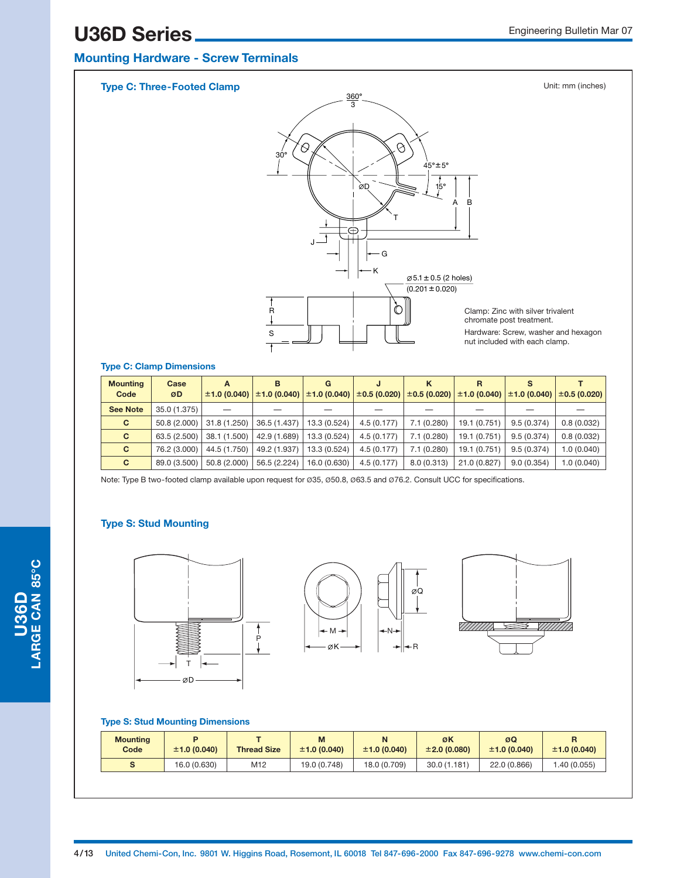# U36D Series

## Mounting Hardware - Screw Terminals

### Type C: Three-Footed Clamp

Unit: mm (inches)

⌀5.1 ± 0.5 (2 holes) (0.201 ± 0.020)

Clamp: Zinc with silver trivalent chromate post treatment.

Hardware: Screw, washer and hexagon nut included with each clamp.

### Type C: Clamp Dimensions

| Mounting Code | Case ⌀D | A ±1.0 (0.040) | B ±1.0 (0.040) | G ±1.0 (0.040) | J ±0.5 (0.020) | K ±0.5 (0.020) | R ±1.0 (0.040) | S ±1.0 (0.040) | T ±0.5 (0.020) |
|---|---|---|---|---|---|---|---|---|---|
| See Note | 35.0 (1.375) | — | — | — | — | — | — | — | — |
| C | 50.8 (2.000) | 31.8 (1.250) | 36.5 (1.437) | 13.3 (0.524) | 4.5 (0.177) | 7.1 (0.280) | 19.1 (0.751) | 9.5 (0.374) | 0.8 (0.032) |
| C | 63.5 (2.500) | 38.1 (1.500) | 42.9 (1.689) | 13.3 (0.524) | 4.5 (0.177) | 7.1 (0.280) | 19.1 (0.751) | 9.5 (0.374) | 0.8 (0.032) |
| C | 76.2 (3.000) | 44.5 (1.750) | 49.2 (1.937) | 13.3 (0.524) | 4.5 (0.177) | 7.1 (0.280) | 19.1 (0.751) | 9.5 (0.374) | 1.0 (0.040) |
| C | 89.0 (3.500) | 50.8 (2.000) | 56.5 (2.224) | 16.0 (0.630) | 4.5 (0.177) | 8.0 (0.313) | 21.0 (0.827) | 9.0 (0.354) | 1.0 (0.040) |

Note: Type B two-footed clamp available upon request for ⌀35, ⌀50.8, ⌀63.5 and ⌀76.2. Consult UCC for specifications.

### Type S: Stud Mounting

### Type S: Stud Mounting Dimensions

| Mounting Code | P ±1.0 (0.040) | T Thread Size | M ±1.0 (0.040) | N ±1.0 (0.040) | ⌀K ±2.0 (0.080) | ⌀Q ±1.0 (0.040) | R ±1.0 (0.040) |
|---|---|---|---|---|---|---|---|
| S | 16.0 (0.630) | M12 | 19.0 (0.748) | 18.0 (0.709) | 30.0 (1.181) | 22.0 (0.866) | 1.40 (0.055) |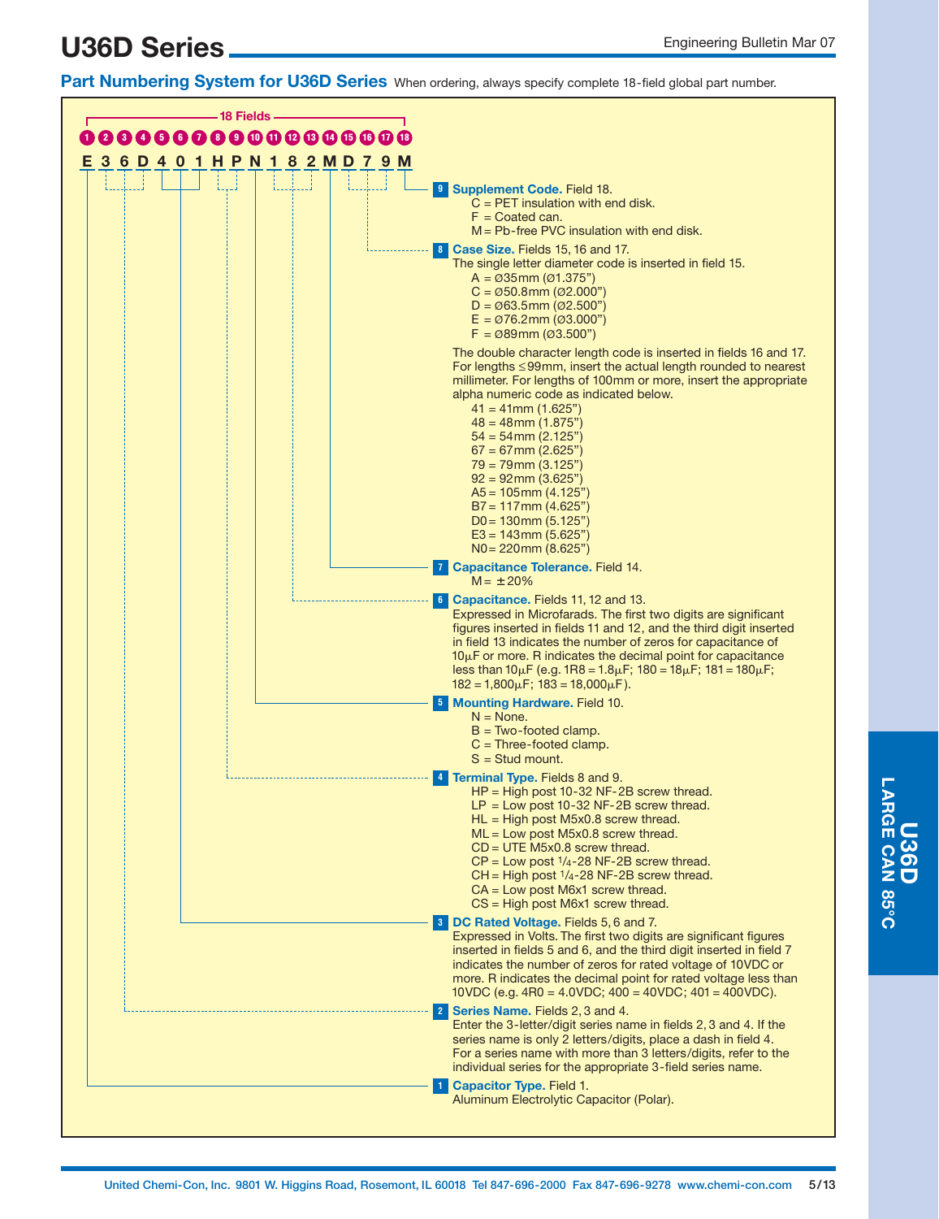## Part Numbering System for U36D Series

When ordering, always specify complete 18-field global part number.

18 Fields

| 1 | 2 | 3 | 4 | 5 | 6 | 7 | 8 | 9 | 10 | 11 | 12 | 13 | 14 | 15 | 16 | 17 | 18 |
|---|---|---|---|---|---|---|---|---|---|---|---|---|---|---|---|---|---|
| E | 3 | 6 | D | 4 | 0 | 1 | H | P | N | 1 | 8 | 2 | M | D | 7 | 9 | M |

**9 Supplement Code.** Field 18.
- C = PET insulation with end disk.
- F = Coated can.
- M = Pb-free PVC insulation with end disk.

**8 Case Size.** Fields 15, 16 and 17.
The single letter diameter code is inserted in field 15.
- A = Ø35mm (Ø1.375")
- C = Ø50.8mm (Ø2.000")
- D = Ø63.5mm (Ø2.500")
- E = Ø76.2mm (Ø3.000")
- F = Ø89mm (Ø3.500")

The double character length code is inserted in fields 16 and 17. For lengths ≤99mm, insert the actual length rounded to nearest millimeter. For lengths of 100mm or more, insert the appropriate alpha numeric code as indicated below.
- 41 = 41mm (1.625")
- 48 = 48mm (1.875")
- 54 = 54mm (2.125")
- 67 = 67mm (2.625")
- 79 = 79mm (3.125")
- 92 = 92mm (3.625")
- A5 = 105mm (4.125")
- B7 = 117mm (4.625")
- D0 = 130mm (5.125")
- E3 = 143mm (5.625")
- N0 = 220mm (8.625")

**7 Capacitance Tolerance.** Field 14.
- M = ±20%

**6 Capacitance.** Fields 11, 12 and 13.
Expressed in Microfarads. The first two digits are significant figures inserted in fields 11 and 12, and the third digit inserted in field 13 indicates the number of zeros for capacitance of 10µF or more. R indicates the decimal point for capacitance less than 10µF (e.g. 1R8 = 1.8µF; 180 = 18µF; 181 = 180µF; 182 = 1,800µF; 183 = 18,000µF).

**5 Mounting Hardware.** Field 10.
- N = None.
- B = Two-footed clamp.
- C = Three-footed clamp.
- S = Stud mount.

**4 Terminal Type.** Fields 8 and 9.
- HP = High post 10-32 NF-2B screw thread.
- LP = Low post 10-32 NF-2B screw thread.
- HL = High post M5x0.8 screw thread.
- ML = Low post M5x0.8 screw thread.
- CD = UTE M5x0.8 screw thread.
- CP = Low post 1/4-28 NF-2B screw thread.
- CH = High post 1/4-28 NF-2B screw thread.
- CA = Low post M6x1 screw thread.
- CS = High post M6x1 screw thread.

**3 DC Rated Voltage.** Fields 5, 6 and 7.
Expressed in Volts. The first two digits are significant figures inserted in fields 5 and 6, and the third digit inserted in field 7 indicates the number of zeros for rated voltage of 10VDC or more. R indicates the decimal point for rated voltage less than 10VDC (e.g. 4R0 = 4.0VDC; 400 = 40VDC; 401 = 400VDC).

**2 Series Name.** Fields 2, 3 and 4.
Enter the 3-letter/digit series name in fields 2, 3 and 4. If the series name is only 2 letters/digits, place a dash in field 4. For a series name with more than 3 letters/digits, refer to the individual series for the appropriate 3-field series name.

**1 Capacitor Type.** Field 1.
Aluminum Electrolytic Capacitor (Polar).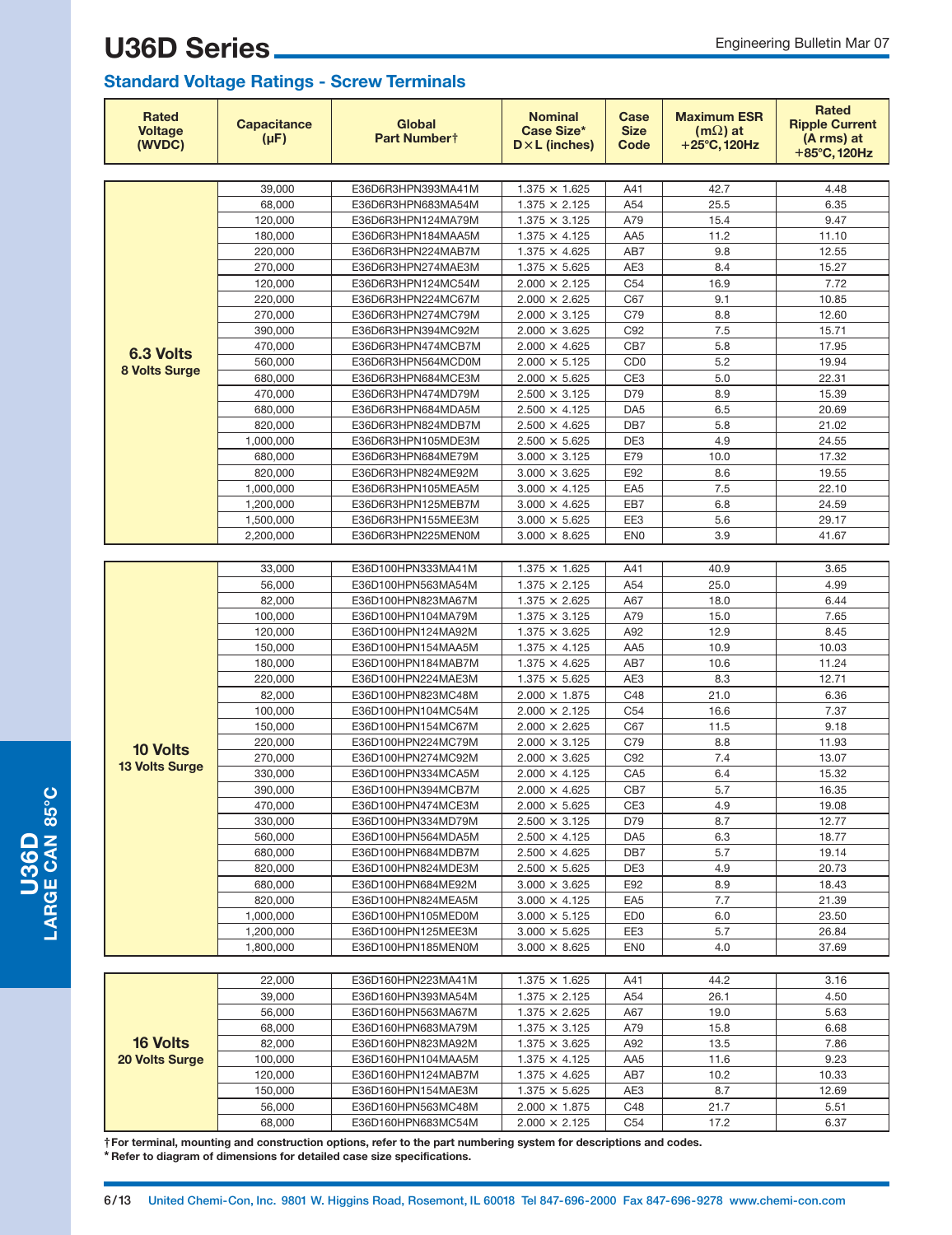# U36D Series

## Standard Voltage Ratings - Screw Terminals

| Rated Voltage (WVDC) | Capacitance (µF) | Global Part Number† | Nominal Case Size* D×L (inches) | Case Size Code | Maximum ESR (mΩ) at +25°C, 120Hz | Rated Ripple Current (A rms) at +85°C, 120Hz |
|---|---|---|---|---|---|---|
| 6.3 Volts 8 Volts Surge | 39,000 | E36D6R3HPN393MA41M | 1.375 × 1.625 | A41 | 42.7 | 4.48 |
| | 68,000 | E36D6R3HPN683MA54M | 1.375 × 2.125 | A54 | 25.5 | 6.35 |
| | 120,000 | E36D6R3HPN124MA79M | 1.375 × 3.125 | A79 | 15.4 | 9.47 |
| | 180,000 | E36D6R3HPN184MAA5M | 1.375 × 4.125 | AA5 | 11.2 | 11.10 |
| | 220,000 | E36D6R3HPN224MAB7M | 1.375 × 4.625 | AB7 | 9.8 | 12.55 |
| | 270,000 | E36D6R3HPN274MAE3M | 1.375 × 5.625 | AE3 | 8.4 | 15.27 |
| | 120,000 | E36D6R3HPN124MC54M | 2.000 × 2.125 | C54 | 16.9 | 7.72 |
| | 220,000 | E36D6R3HPN224MC67M | 2.000 × 2.625 | C67 | 9.1 | 10.85 |
| | 270,000 | E36D6R3HPN274MC79M | 2.000 × 3.125 | C79 | 8.8 | 12.60 |
| | 390,000 | E36D6R3HPN394MC92M | 2.000 × 3.625 | C92 | 7.5 | 15.71 |
| | 470,000 | E36D6R3HPN474MCB7M | 2.000 × 4.625 | CB7 | 5.8 | 17.95 |
| | 560,000 | E36D6R3HPN564MCD0M | 2.000 × 5.125 | CD0 | 5.2 | 19.94 |
| | 680,000 | E36D6R3HPN684MCE3M | 2.000 × 5.625 | CE3 | 5.0 | 22.31 |
| | 470,000 | E36D6R3HPN474MD79M | 2.500 × 3.125 | D79 | 8.9 | 15.39 |
| | 680,000 | E36D6R3HPN684MDA5M | 2.500 × 4.125 | DA5 | 6.5 | 20.69 |
| | 820,000 | E36D6R3HPN824MDB7M | 2.500 × 4.625 | DB7 | 5.8 | 21.02 |
| | 1,000,000 | E36D6R3HPN105MDE3M | 2.500 × 5.625 | DE3 | 4.9 | 24.55 |
| | 680,000 | E36D6R3HPN684ME79M | 3.000 × 3.125 | E79 | 10.0 | 17.32 |
| | 820,000 | E36D6R3HPN824ME92M | 3.000 × 3.625 | E92 | 8.6 | 19.55 |
| | 1,000,000 | E36D6R3HPN105MEA5M | 3.000 × 4.125 | EA5 | 7.5 | 22.10 |
| | 1,200,000 | E36D6R3HPN125MEB7M | 3.000 × 4.625 | EB7 | 6.8 | 24.59 |
| | 1,500,000 | E36D6R3HPN155MEE3M | 3.000 × 5.625 | EE3 | 5.6 | 29.17 |
| | 2,200,000 | E36D6R3HPN225MEN0M | 3.000 × 8.625 | EN0 | 3.9 | 41.67 |
| 10 Volts 13 Volts Surge | 33,000 | E36D100HPN333MA41M | 1.375 × 1.625 | A41 | 40.9 | 3.65 |
| | 56,000 | E36D100HPN563MA54M | 1.375 × 2.125 | A54 | 25.0 | 4.99 |
| | 82,000 | E36D100HPN823MA67M | 1.375 × 2.625 | A67 | 18.0 | 6.44 |
| | 100,000 | E36D100HPN104MA79M | 1.375 × 3.125 | A79 | 15.0 | 7.65 |
| | 120,000 | E36D100HPN124MA92M | 1.375 × 3.625 | A92 | 12.9 | 8.45 |
| | 150,000 | E36D100HPN154MAA5M | 1.375 × 4.125 | AA5 | 10.9 | 10.03 |
| | 180,000 | E36D100HPN184MAB7M | 1.375 × 4.625 | AB7 | 10.6 | 11.24 |
| | 220,000 | E36D100HPN224MAE3M | 1.375 × 5.625 | AE3 | 8.3 | 12.71 |
| | 82,000 | E36D100HPN823MC48M | 2.000 × 1.875 | C48 | 21.0 | 6.36 |
| | 100,000 | E36D100HPN104MC54M | 2.000 × 2.125 | C54 | 16.6 | 7.37 |
| | 150,000 | E36D100HPN154MC67M | 2.000 × 2.625 | C67 | 11.5 | 9.18 |
| | 220,000 | E36D100HPN224MC79M | 2.000 × 3.125 | C79 | 8.8 | 11.93 |
| | 270,000 | E36D100HPN274MC92M | 2.000 × 3.625 | C92 | 7.4 | 13.07 |
| | 330,000 | E36D100HPN334MCA5M | 2.000 × 4.125 | CA5 | 6.4 | 15.32 |
| | 390,000 | E36D100HPN394MCB7M | 2.000 × 4.625 | CB7 | 5.7 | 16.35 |
| | 470,000 | E36D100HPN474MCE3M | 2.000 × 5.625 | CE3 | 4.9 | 19.08 |
| | 330,000 | E36D100HPN334MD79M | 2.500 × 3.125 | D79 | 8.7 | 12.77 |
| | 560,000 | E36D100HPN564MDA5M | 2.500 × 4.125 | DA5 | 6.3 | 18.77 |
| | 680,000 | E36D100HPN684MDB7M | 2.500 × 4.625 | DB7 | 5.7 | 19.14 |
| | 820,000 | E36D100HPN824MDE3M | 2.500 × 5.625 | DE3 | 4.9 | 20.73 |
| | 680,000 | E36D100HPN684ME92M | 3.000 × 3.625 | E92 | 8.9 | 18.43 |
| | 820,000 | E36D100HPN824MEA5M | 3.000 × 4.125 | EA5 | 7.7 | 21.39 |
| | 1,000,000 | E36D100HPN105MED0M | 3.000 × 5.125 | ED0 | 6.0 | 23.50 |
| | 1,200,000 | E36D100HPN125MEE3M | 3.000 × 5.625 | EE3 | 5.7 | 26.84 |
| | 1,800,000 | E36D100HPN185MEN0M | 3.000 × 8.625 | EN0 | 4.0 | 37.69 |
| 16 Volts 20 Volts Surge | 22,000 | E36D160HPN223MA41M | 1.375 × 1.625 | A41 | 44.2 | 3.16 |
| | 39,000 | E36D160HPN393MA54M | 1.375 × 2.125 | A54 | 26.1 | 4.50 |
| | 56,000 | E36D160HPN563MA67M | 1.375 × 2.625 | A67 | 19.0 | 5.63 |
| | 68,000 | E36D160HPN683MA79M | 1.375 × 3.125 | A79 | 15.8 | 6.68 |
| | 82,000 | E36D160HPN823MA92M | 1.375 × 3.625 | A92 | 13.5 | 7.86 |
| | 100,000 | E36D160HPN104MAA5M | 1.375 × 4.125 | AA5 | 11.6 | 9.23 |
| | 120,000 | E36D160HPN124MAB7M | 1.375 × 4.625 | AB7 | 10.2 | 10.33 |
| | 150,000 | E36D160HPN154MAE3M | 1.375 × 5.625 | AE3 | 8.7 | 12.69 |
| | 56,000 | E36D160HPN563MC48M | 2.000 × 1.875 | C48 | 21.7 | 5.51 |
| | 68,000 | E36D160HPN683MC54M | 2.000 × 2.125 | C54 | 17.2 | 6.37 |

**† For terminal, mounting and construction options, refer to the part numbering system for descriptions and codes.**

**\* Refer to diagram of dimensions for detailed case size specifications.**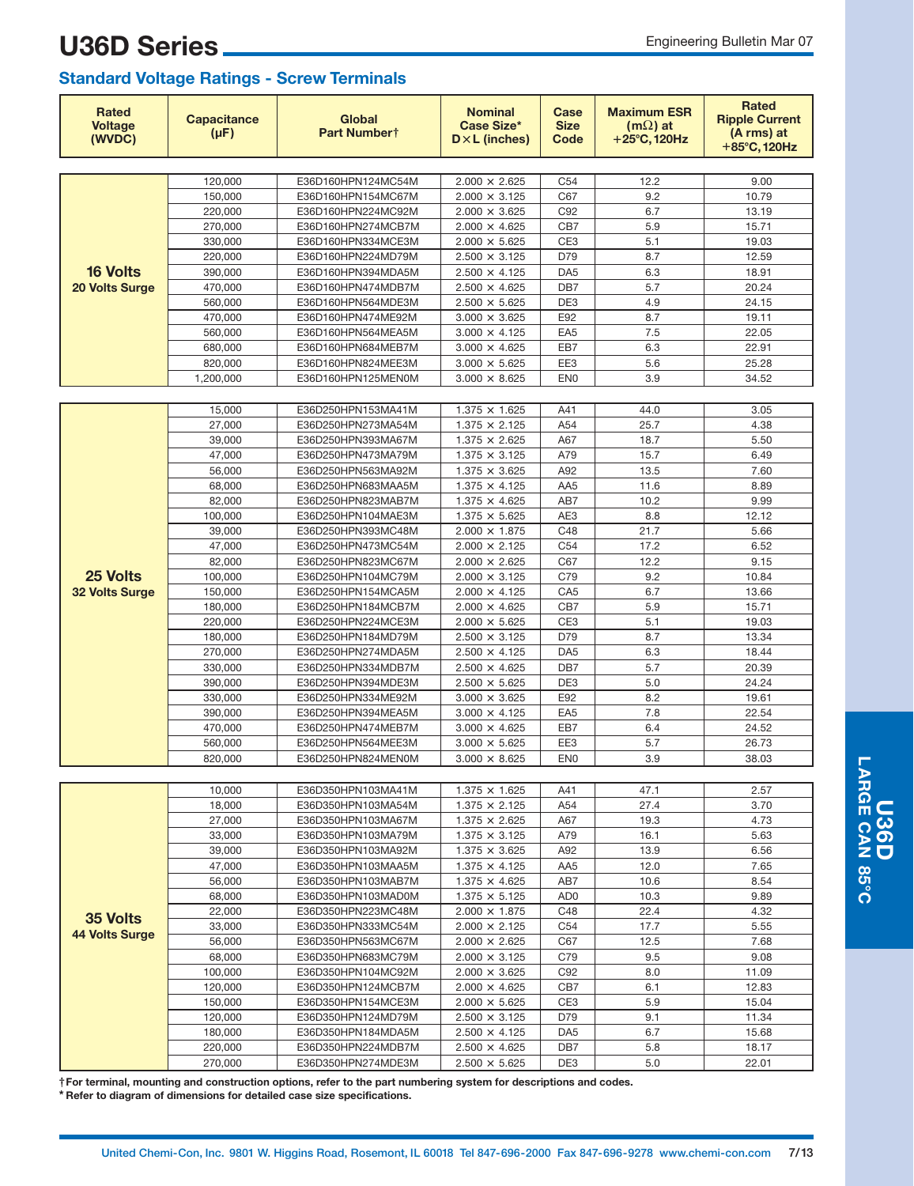# U36D Series

## Standard Voltage Ratings - Screw Terminals

| Rated Voltage (WVDC) | Capacitance (µF) | Global Part Number† | Nominal Case Size* D×L (inches) | Case Size Code | Maximum ESR (mΩ) at +25°C, 120Hz | Rated Ripple Current (A rms) at +85°C, 120Hz |
|---|---|---|---|---|---|---|
| 16 Volts 20 Volts Surge | 120,000 | E36D160HPN124MC54M | 2.000 × 2.625 | C54 | 12.2 | 9.00 |
| | 150,000 | E36D160HPN154MC67M | 2.000 × 3.125 | C67 | 9.2 | 10.79 |
| | 220,000 | E36D160HPN224MC92M | 2.000 × 3.625 | C92 | 6.7 | 13.19 |
| | 270,000 | E36D160HPN274MCB7M | 2.000 × 4.625 | CB7 | 5.9 | 15.71 |
| | 330,000 | E36D160HPN334MCE3M | 2.000 × 5.625 | CE3 | 5.1 | 19.03 |
| | 220,000 | E36D160HPN224MD79M | 2.500 × 3.125 | D79 | 8.7 | 12.59 |
| | 390,000 | E36D160HPN394MDA5M | 2.500 × 4.125 | DA5 | 6.3 | 18.91 |
| | 470,000 | E36D160HPN474MDB7M | 2.500 × 4.625 | DB7 | 5.7 | 20.24 |
| | 560,000 | E36D160HPN564MDE3M | 2.500 × 5.625 | DE3 | 4.9 | 24.15 |
| | 470,000 | E36D160HPN474ME92M | 3.000 × 3.625 | E92 | 8.7 | 19.11 |
| | 560,000 | E36D160HPN564MEA5M | 3.000 × 4.125 | EA5 | 7.5 | 22.05 |
| | 680,000 | E36D160HPN684MEB7M | 3.000 × 4.625 | EB7 | 6.3 | 22.91 |
| | 820,000 | E36D160HPN824MEE3M | 3.000 × 5.625 | EE3 | 5.6 | 25.28 |
| | 1,200,000 | E36D160HPN125MEN0M | 3.000 × 8.625 | EN0 | 3.9 | 34.52 |
| 25 Volts 32 Volts Surge | 15,000 | E36D250HPN153MA41M | 1.375 × 1.625 | A41 | 44.0 | 3.05 |
| | 27,000 | E36D250HPN273MA54M | 1.375 × 2.125 | A54 | 25.7 | 4.38 |
| | 39,000 | E36D250HPN393MA67M | 1.375 × 2.625 | A67 | 18.7 | 5.50 |
| | 47,000 | E36D250HPN473MA79M | 1.375 × 3.125 | A79 | 15.7 | 6.49 |
| | 56,000 | E36D250HPN563MA92M | 1.375 × 3.625 | A92 | 13.5 | 7.60 |
| | 68,000 | E36D250HPN683MAA5M | 1.375 × 4.125 | AA5 | 11.6 | 8.89 |
| | 82,000 | E36D250HPN823MAB7M | 1.375 × 4.625 | AB7 | 10.2 | 9.99 |
| | 100,000 | E36D250HPN104MAE3M | 1.375 × 5.625 | AE3 | 8.8 | 12.12 |
| | 39,000 | E36D250HPN393MC48M | 2.000 × 1.875 | C48 | 21.7 | 5.66 |
| | 47,000 | E36D250HPN473MC54M | 2.000 × 2.125 | C54 | 17.2 | 6.52 |
| | 82,000 | E36D250HPN823MC67M | 2.000 × 2.625 | C67 | 12.2 | 9.15 |
| | 100,000 | E36D250HPN104MC79M | 2.000 × 3.125 | C79 | 9.2 | 10.84 |
| | 150,000 | E36D250HPN154MCA5M | 2.000 × 4.125 | CA5 | 6.7 | 13.66 |
| | 180,000 | E36D250HPN184MCB7M | 2.000 × 4.625 | CB7 | 5.9 | 15.71 |
| | 220,000 | E36D250HPN224MCE3M | 2.000 × 5.625 | CE3 | 5.1 | 19.03 |
| | 180,000 | E36D250HPN184MD79M | 2.500 × 3.125 | D79 | 8.7 | 13.34 |
| | 270,000 | E36D250HPN274MDA5M | 2.500 × 4.125 | DA5 | 6.3 | 18.44 |
| | 330,000 | E36D250HPN334MDB7M | 2.500 × 4.625 | DB7 | 5.7 | 20.39 |
| | 390,000 | E36D250HPN394MDE3M | 2.500 × 5.625 | DE3 | 5.0 | 24.24 |
| | 330,000 | E36D250HPN334ME92M | 3.000 × 3.625 | E92 | 8.2 | 19.61 |
| | 390,000 | E36D250HPN394MEA5M | 3.000 × 4.125 | EA5 | 7.8 | 22.54 |
| | 470,000 | E36D250HPN474MEB7M | 3.000 × 4.625 | EB7 | 6.4 | 24.52 |
| | 560,000 | E36D250HPN564MEE3M | 3.000 × 5.625 | EE3 | 5.7 | 26.73 |
| | 820,000 | E36D250HPN824MEN0M | 3.000 × 8.625 | EN0 | 3.9 | 38.03 |
| 35 Volts 44 Volts Surge | 10,000 | E36D350HPN103MA41M | 1.375 × 1.625 | A41 | 47.1 | 2.57 |
| | 18,000 | E36D350HPN103MA54M | 1.375 × 2.125 | A54 | 27.4 | 3.70 |
| | 27,000 | E36D350HPN103MA67M | 1.375 × 2.625 | A67 | 19.3 | 4.73 |
| | 33,000 | E36D350HPN103MA79M | 1.375 × 3.125 | A79 | 16.1 | 5.63 |
| | 39,000 | E36D350HPN103MA92M | 1.375 × 3.625 | A92 | 13.9 | 6.56 |
| | 47,000 | E36D350HPN103MAA5M | 1.375 × 4.125 | AA5 | 12.0 | 7.65 |
| | 56,000 | E36D350HPN103MAB7M | 1.375 × 4.625 | AB7 | 10.6 | 8.54 |
| | 68,000 | E36D350HPN103MAD0M | 1.375 × 5.125 | AD0 | 10.3 | 9.89 |
| | 22,000 | E36D350HPN223MC48M | 2.000 × 1.875 | C48 | 22.4 | 4.32 |
| | 33,000 | E36D350HPN333MC54M | 2.000 × 2.125 | C54 | 17.7 | 5.55 |
| | 56,000 | E36D350HPN563MC67M | 2.000 × 2.625 | C67 | 12.5 | 7.68 |
| | 68,000 | E36D350HPN683MC79M | 2.000 × 3.125 | C79 | 9.5 | 9.08 |
| | 100,000 | E36D350HPN104MC92M | 2.000 × 3.625 | C92 | 8.0 | 11.09 |
| | 120,000 | E36D350HPN124MCB7M | 2.000 × 4.625 | CB7 | 6.1 | 12.83 |
| | 150,000 | E36D350HPN154MCE3M | 2.000 × 5.625 | CE3 | 5.9 | 15.04 |
| | 120,000 | E36D350HPN124MD79M | 2.500 × 3.125 | D79 | 9.1 | 11.34 |
| | 180,000 | E36D350HPN184MDA5M | 2.500 × 4.125 | DA5 | 6.7 | 15.68 |
| | 220,000 | E36D350HPN224MDB7M | 2.500 × 4.625 | DB7 | 5.8 | 18.17 |
| | 270,000 | E36D350HPN274MDE3M | 2.500 × 5.625 | DE3 | 5.0 | 22.01 |

**† For terminal, mounting and construction options, refer to the part numbering system for descriptions and codes.**
**\* Refer to diagram of dimensions for detailed case size specifications.**

U36D LARGE CAN 85°C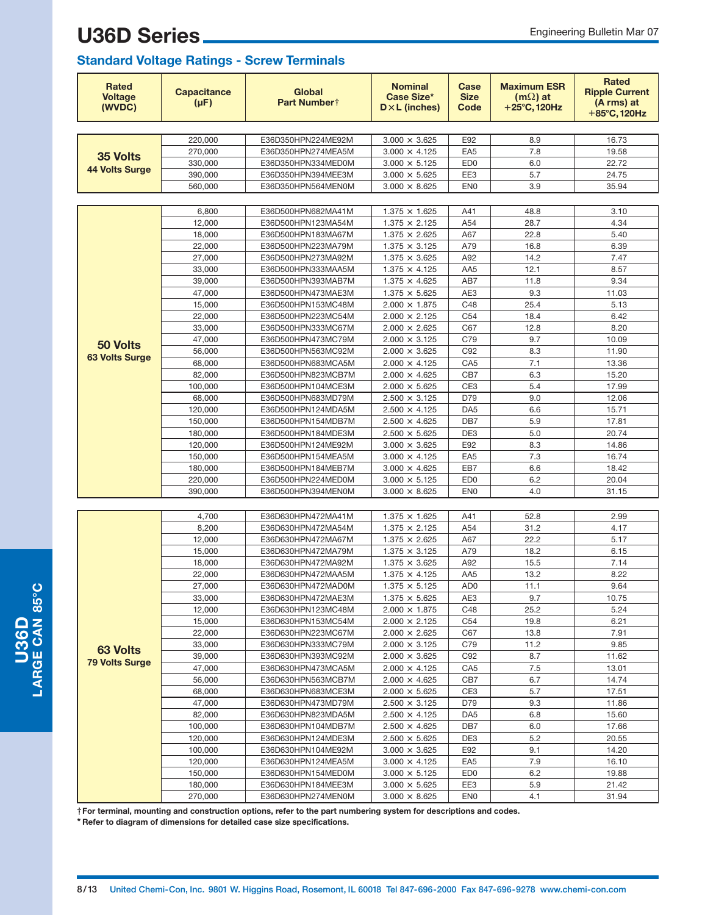# U36D Series

Engineering Bulletin Mar 07

## Standard Voltage Ratings - Screw Terminals

| Rated Voltage (WVDC) | Capacitance (µF) | Global Part Number† | Nominal Case Size* D×L (inches) | Case Size Code | Maximum ESR (mΩ) at +25°C, 120Hz | Rated Ripple Current (A rms) at +85°C, 120Hz |
|---|---|---|---|---|---|---|
| **35 Volts** **44 Volts Surge** | 220,000 | E36D350HPN224ME92M | 3.000 × 3.625 | E92 | 8.9 | 16.73 |
| | 270,000 | E36D350HPN274MEA5M | 3.000 × 4.125 | EA5 | 7.8 | 19.58 |
| | 330,000 | E36D350HPN334MED0M | 3.000 × 5.125 | ED0 | 6.0 | 22.72 |
| | 390,000 | E36D350HPN394MEE3M | 3.000 × 5.625 | EE3 | 5.7 | 24.75 |
| | 560,000 | E36D350HPN564MEN0M | 3.000 × 8.625 | EN0 | 3.9 | 35.94 |
| **50 Volts** **63 Volts Surge** | 6,800 | E36D500HPN682MA41M | 1.375 × 1.625 | A41 | 48.8 | 3.10 |
| | 12,000 | E36D500HPN123MA54M | 1.375 × 2.125 | A54 | 28.7 | 4.34 |
| | 18,000 | E36D500HPN183MA67M | 1.375 × 2.625 | A67 | 22.8 | 5.40 |
| | 22,000 | E36D500HPN223MA79M | 1.375 × 3.125 | A79 | 16.8 | 6.39 |
| | 27,000 | E36D500HPN273MA92M | 1.375 × 3.625 | A92 | 14.2 | 7.47 |
| | 33,000 | E36D500HPN333MAA5M | 1.375 × 4.125 | AA5 | 12.1 | 8.57 |
| | 39,000 | E36D500HPN393MAB7M | 1.375 × 4.625 | AB7 | 11.8 | 9.34 |
| | 47,000 | E36D500HPN473MAE3M | 1.375 × 5.625 | AE3 | 9.3 | 11.03 |
| | 15,000 | E36D500HPN153MC48M | 2.000 × 1.875 | C48 | 25.4 | 5.13 |
| | 22,000 | E36D500HPN223MC54M | 2.000 × 2.125 | C54 | 18.4 | 6.42 |
| | 33,000 | E36D500HPN333MC67M | 2.000 × 2.625 | C67 | 12.8 | 8.20 |
| | 47,000 | E36D500HPN473MC79M | 2.000 × 3.125 | C79 | 9.7 | 10.09 |
| | 56,000 | E36D500HPN563MC92M | 2.000 × 3.625 | C92 | 8.3 | 11.90 |
| | 68,000 | E36D500HPN683MCA5M | 2.000 × 4.125 | CA5 | 7.1 | 13.36 |
| | 82,000 | E36D500HPN823MCB7M | 2.000 × 4.625 | CB7 | 6.3 | 15.20 |
| | 100,000 | E36D500HPN104MCE3M | 2.000 × 5.625 | CE3 | 5.4 | 17.99 |
| | 68,000 | E36D500HPN683MD79M | 2.500 × 3.125 | D79 | 9.0 | 12.06 |
| | 120,000 | E36D500HPN124MDA5M | 2.500 × 4.125 | DA5 | 6.6 | 15.71 |
| | 150,000 | E36D500HPN154MDB7M | 2.500 × 4.625 | DB7 | 5.9 | 17.81 |
| | 180,000 | E36D500HPN184MDE3M | 2.500 × 5.625 | DE3 | 5.0 | 20.74 |
| | 120,000 | E36D500HPN124ME92M | 3.000 × 3.625 | E92 | 8.3 | 14.86 |
| | 150,000 | E36D500HPN154MEA5M | 3.000 × 4.125 | EA5 | 7.3 | 16.74 |
| | 180,000 | E36D500HPN184MEB7M | 3.000 × 4.625 | EB7 | 6.6 | 18.42 |
| | 220,000 | E36D500HPN224MED0M | 3.000 × 5.125 | ED0 | 6.2 | 20.04 |
| | 390,000 | E36D500HPN394MEN0M | 3.000 × 8.625 | EN0 | 4.0 | 31.15 |
| **63 Volts** **79 Volts Surge** | 4,700 | E36D630HPN472MA41M | 1.375 × 1.625 | A41 | 52.8 | 2.99 |
| | 8,200 | E36D630HPN472MA54M | 1.375 × 2.125 | A54 | 31.2 | 4.17 |
| | 12,000 | E36D630HPN472MA67M | 1.375 × 2.625 | A67 | 22.2 | 5.17 |
| | 15,000 | E36D630HPN472MA79M | 1.375 × 3.125 | A79 | 18.2 | 6.15 |
| | 18,000 | E36D630HPN472MA92M | 1.375 × 3.625 | A92 | 15.5 | 7.14 |
| | 22,000 | E36D630HPN472MAA5M | 1.375 × 4.125 | AA5 | 13.2 | 8.22 |
| | 27,000 | E36D630HPN472MAD0M | 1.375 × 5.125 | AD0 | 11.1 | 9.64 |
| | 33,000 | E36D630HPN472MAE3M | 1.375 × 5.625 | AE3 | 9.7 | 10.75 |
| | 12,000 | E36D630HPN123MC48M | 2.000 × 1.875 | C48 | 25.2 | 5.24 |
| | 15,000 | E36D630HPN153MC54M | 2.000 × 2.125 | C54 | 19.8 | 6.21 |
| | 22,000 | E36D630HPN223MC67M | 2.000 × 2.625 | C67 | 13.8 | 7.91 |
| | 33,000 | E36D630HPN333MC79M | 2.000 × 3.125 | C79 | 11.2 | 9.85 |
| | 39,000 | E36D630HPN393MC92M | 2.000 × 3.625 | C92 | 8.7 | 11.62 |
| | 47,000 | E36D630HPN473MCA5M | 2.000 × 4.125 | CA5 | 7.5 | 13.01 |
| | 56,000 | E36D630HPN563MCB7M | 2.000 × 4.625 | CB7 | 6.7 | 14.74 |
| | 68,000 | E36D630HPN683MCE3M | 2.000 × 5.625 | CE3 | 5.7 | 17.51 |
| | 47,000 | E36D630HPN473MD79M | 2.500 × 3.125 | D79 | 9.3 | 11.86 |
| | 82,000 | E36D630HPN823MDA5M | 2.500 × 4.125 | DA5 | 6.8 | 15.60 |
| | 100,000 | E36D630HPN104MDB7M | 2.500 × 4.625 | DB7 | 6.0 | 17.66 |
| | 120,000 | E36D630HPN124MDE3M | 2.500 × 5.625 | DE3 | 5.2 | 20.55 |
| | 100,000 | E36D630HPN104ME92M | 3.000 × 3.625 | E92 | 9.1 | 14.20 |
| | 120,000 | E36D630HPN124MEA5M | 3.000 × 4.125 | EA5 | 7.9 | 16.10 |
| | 150,000 | E36D630HPN154MED0M | 3.000 × 5.125 | ED0 | 6.2 | 19.88 |
| | 180,000 | E36D630HPN184MEE3M | 3.000 × 5.625 | EE3 | 5.9 | 21.42 |
| | 270,000 | E36D630HPN274MEN0M | 3.000 × 8.625 | EN0 | 4.1 | 31.94 |

**† For terminal, mounting and construction options, refer to the part numbering system for descriptions and codes.**

**\* Refer to diagram of dimensions for detailed case size specifications.**

U36D LARGE CAN 85°C

United Chemi-Con, Inc. 9801 W. Higgins Road, Rosemont, IL 60018 Tel 847-696-2000 Fax 847-696-9278 www.chemi-con.com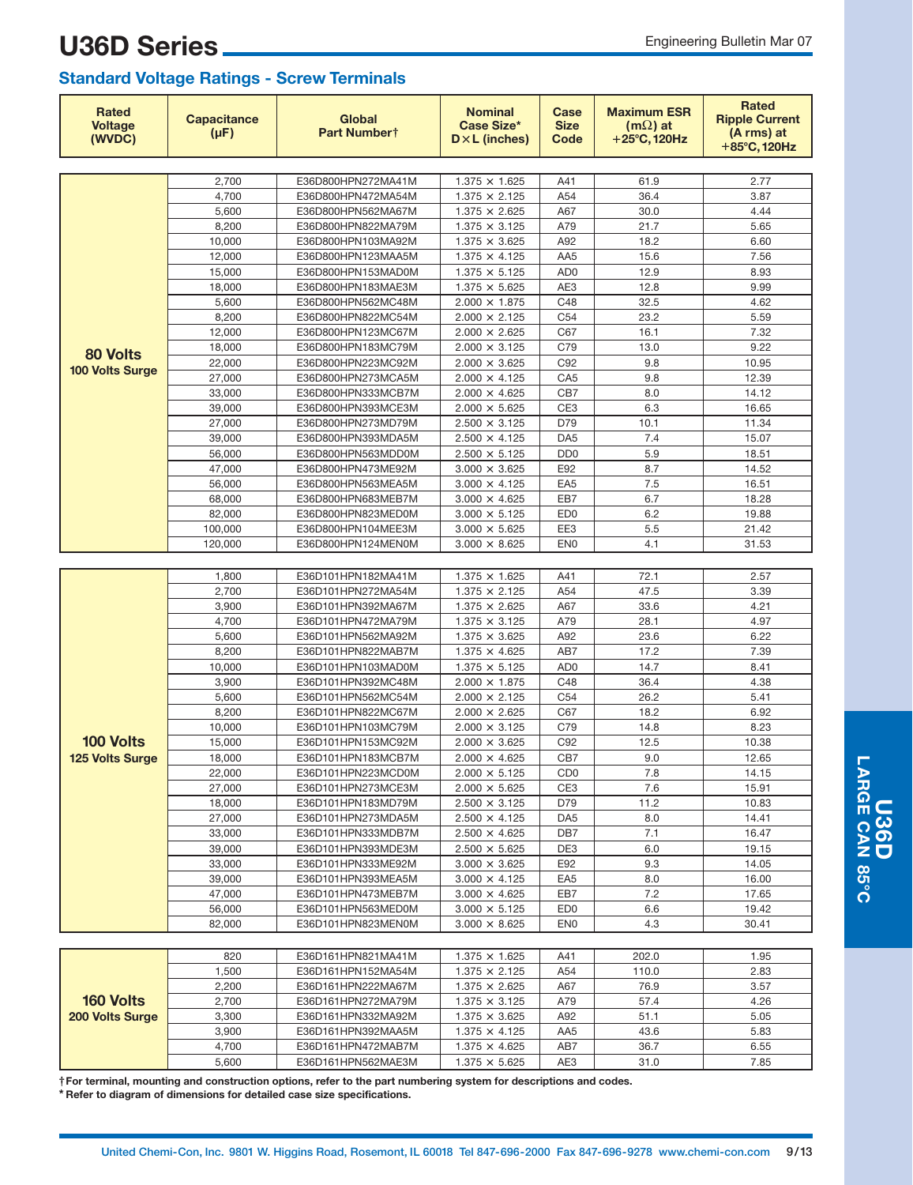# U36D Series

## Standard Voltage Ratings - Screw Terminals

| Rated Voltage (WVDC) | Capacitance (µF) | Global Part Number† | Nominal Case Size* D×L (inches) | Case Size Code | Maximum ESR (mΩ) at +25°C, 120Hz | Rated Ripple Current (A rms) at +85°C, 120Hz |
|---|---|---|---|---|---|---|
| 80 Volts 100 Volts Surge | 2,700 | E36D800HPN272MA41M | 1.375 × 1.625 | A41 | 61.9 | 2.77 |
| | 4,700 | E36D800HPN472MA54M | 1.375 × 2.125 | A54 | 36.4 | 3.87 |
| | 5,600 | E36D800HPN562MA67M | 1.375 × 2.625 | A67 | 30.0 | 4.44 |
| | 8,200 | E36D800HPN822MA79M | 1.375 × 3.125 | A79 | 21.7 | 5.65 |
| | 10,000 | E36D800HPN103MA92M | 1.375 × 3.625 | A92 | 18.2 | 6.60 |
| | 12,000 | E36D800HPN123MAA5M | 1.375 × 4.125 | AA5 | 15.6 | 7.56 |
| | 15,000 | E36D800HPN153MAD0M | 1.375 × 5.125 | AD0 | 12.9 | 8.93 |
| | 18,000 | E36D800HPN183MAE3M | 1.375 × 5.625 | AE3 | 12.8 | 9.99 |
| | 5,600 | E36D800HPN562MC48M | 2.000 × 1.875 | C48 | 32.5 | 4.62 |
| | 8,200 | E36D800HPN822MC54M | 2.000 × 2.125 | C54 | 23.2 | 5.59 |
| | 12,000 | E36D800HPN123MC67M | 2.000 × 2.625 | C67 | 16.1 | 7.32 |
| | 18,000 | E36D800HPN183MC79M | 2.000 × 3.125 | C79 | 13.0 | 9.22 |
| | 22,000 | E36D800HPN223MC92M | 2.000 × 3.625 | C92 | 9.8 | 10.95 |
| | 27,000 | E36D800HPN273MCA5M | 2.000 × 4.125 | CA5 | 9.8 | 12.39 |
| | 33,000 | E36D800HPN333MCB7M | 2.000 × 4.625 | CB7 | 8.0 | 14.12 |
| | 39,000 | E36D800HPN393MCE3M | 2.000 × 5.625 | CE3 | 6.3 | 16.65 |
| | 27,000 | E36D800HPN273MD79M | 2.500 × 3.125 | D79 | 10.1 | 11.34 |
| | 39,000 | E36D800HPN393MDA5M | 2.500 × 4.125 | DA5 | 7.4 | 15.07 |
| | 56,000 | E36D800HPN563MDD0M | 2.500 × 5.125 | DD0 | 5.9 | 18.51 |
| | 47,000 | E36D800HPN473ME92M | 3.000 × 3.625 | E92 | 8.7 | 14.52 |
| | 56,000 | E36D800HPN563MEA5M | 3.000 × 4.125 | EA5 | 7.5 | 16.51 |
| | 68,000 | E36D800HPN683MEB7M | 3.000 × 4.625 | EB7 | 6.7 | 18.28 |
| | 82,000 | E36D800HPN823MED0M | 3.000 × 5.125 | ED0 | 6.2 | 19.88 |
| | 100,000 | E36D800HPN104MEE3M | 3.000 × 5.625 | EE3 | 5.5 | 21.42 |
| | 120,000 | E36D800HPN124MEN0M | 3.000 × 8.625 | EN0 | 4.1 | 31.53 |
| 100 Volts 125 Volts Surge | 1,800 | E36D101HPN182MA41M | 1.375 × 1.625 | A41 | 72.1 | 2.57 |
| | 2,700 | E36D101HPN272MA54M | 1.375 × 2.125 | A54 | 47.5 | 3.39 |
| | 3,900 | E36D101HPN392MA67M | 1.375 × 2.625 | A67 | 33.6 | 4.21 |
| | 4,700 | E36D101HPN472MA79M | 1.375 × 3.125 | A79 | 28.1 | 4.97 |
| | 5,600 | E36D101HPN562MA92M | 1.375 × 3.625 | A92 | 23.6 | 6.22 |
| | 8,200 | E36D101HPN822MAB7M | 1.375 × 4.625 | AB7 | 17.2 | 7.39 |
| | 10,000 | E36D101HPN103MAD0M | 1.375 × 5.125 | AD0 | 14.7 | 8.41 |
| | 3,900 | E36D101HPN392MC48M | 2.000 × 1.875 | C48 | 36.4 | 4.38 |
| | 5,600 | E36D101HPN562MC54M | 2.000 × 2.125 | C54 | 26.2 | 5.41 |
| | 8,200 | E36D101HPN822MC67M | 2.000 × 2.625 | C67 | 18.2 | 6.92 |
| | 10,000 | E36D101HPN103MC79M | 2.000 × 3.125 | C79 | 14.8 | 8.23 |
| | 15,000 | E36D101HPN153MC92M | 2.000 × 3.625 | C92 | 12.5 | 10.38 |
| | 18,000 | E36D101HPN183MCB7M | 2.000 × 4.625 | CB7 | 9.0 | 12.65 |
| | 22,000 | E36D101HPN223MCD0M | 2.000 × 5.125 | CD0 | 7.8 | 14.15 |
| | 27,000 | E36D101HPN273MCE3M | 2.000 × 5.625 | CE3 | 7.6 | 15.91 |
| | 18,000 | E36D101HPN183MD79M | 2.500 × 3.125 | D79 | 11.2 | 10.83 |
| | 27,000 | E36D101HPN273MDA5M | 2.500 × 4.125 | DA5 | 8.0 | 14.41 |
| | 33,000 | E36D101HPN333MDB7M | 2.500 × 4.625 | DB7 | 7.1 | 16.47 |
| | 39,000 | E36D101HPN393MDE3M | 2.500 × 5.625 | DE3 | 6.0 | 19.15 |
| | 33,000 | E36D101HPN333ME92M | 3.000 × 3.625 | E92 | 9.3 | 14.05 |
| | 39,000 | E36D101HPN393MEA5M | 3.000 × 4.125 | EA5 | 8.0 | 16.00 |
| | 47,000 | E36D101HPN473MEB7M | 3.000 × 4.625 | EB7 | 7.2 | 17.65 |
| | 56,000 | E36D101HPN563MED0M | 3.000 × 5.125 | ED0 | 6.6 | 19.42 |
| | 82,000 | E36D101HPN823MEN0M | 3.000 × 8.625 | EN0 | 4.3 | 30.41 |
| 160 Volts 200 Volts Surge | 820 | E36D161HPN821MA41M | 1.375 × 1.625 | A41 | 202.0 | 1.95 |
| | 1,500 | E36D161HPN152MA54M | 1.375 × 2.125 | A54 | 110.0 | 2.83 |
| | 2,200 | E36D161HPN222MA67M | 1.375 × 2.625 | A67 | 76.9 | 3.57 |
| | 2,700 | E36D161HPN272MA79M | 1.375 × 3.125 | A79 | 57.4 | 4.26 |
| | 3,300 | E36D161HPN332MA92M | 1.375 × 3.625 | A92 | 51.1 | 5.05 |
| | 3,900 | E36D161HPN392MAA5M | 1.375 × 4.125 | AA5 | 43.6 | 5.83 |
| | 4,700 | E36D161HPN472MAB7M | 1.375 × 4.625 | AB7 | 36.7 | 6.55 |
| | 5,600 | E36D161HPN562MAE3M | 1.375 × 5.625 | AE3 | 31.0 | 7.85 |

**† For terminal, mounting and construction options, refer to the part numbering system for descriptions and codes.**

**\* Refer to diagram of dimensions for detailed case size specifications.**

**U36D LARGE CAN 85°C**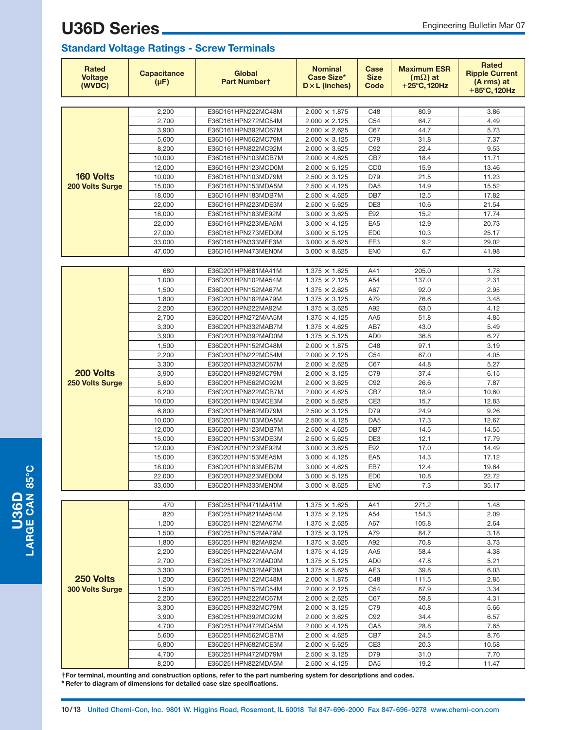# U36D Series

## Standard Voltage Ratings - Screw Terminals

| Rated Voltage (WVDC) | Capacitance (µF) | Global Part Number† | Nominal Case Size* D×L (inches) | Case Size Code | Maximum ESR (mΩ) at +25°C, 120Hz | Rated Ripple Current (A rms) at +85°C, 120Hz |
|---|---|---|---|---|---|---|
| **160 Volts 200 Volts Surge** | 2,200 | E36D161HPN222MC48M | 2.000 × 1.875 | C48 | 80.9 | 3.86 |
| | 2,700 | E36D161HPN272MC54M | 2.000 × 2.125 | C54 | 64.7 | 4.49 |
| | 3,900 | E36D161HPN392MC67M | 2.000 × 2.625 | C67 | 44.7 | 5.73 |
| | 5,600 | E36D161HPN562MC79M | 2.000 × 3.125 | C79 | 31.8 | 7.37 |
| | 8,200 | E36D161HPN822MC92M | 2.000 × 3.625 | C92 | 22.4 | 9.53 |
| | 10,000 | E36D161HPN103MCB7M | 2.000 × 4.625 | CB7 | 18.4 | 11.71 |
| | 12,000 | E36D161HPN123MCD0M | 2.000 × 5.125 | CD0 | 15.9 | 13.46 |
| | 10,000 | E36D161HPN103MD79M | 2.500 × 3.125 | D79 | 21.5 | 11.23 |
| | 15,000 | E36D161HPN153MDA5M | 2.500 × 4.125 | DA5 | 14.9 | 15.52 |
| | 18,000 | E36D161HPN183MDB7M | 2.500 × 4.625 | DB7 | 12.5 | 17.82 |
| | 22,000 | E36D161HPN223MDE3M | 2.500 × 5.625 | DE3 | 10.6 | 21.54 |
| | 18,000 | E36D161HPN183ME92M | 3.000 × 3.625 | E92 | 15.2 | 17.74 |
| | 22,000 | E36D161HPN223MEA5M | 3.000 × 4.125 | EA5 | 12.9 | 20.73 |
| | 27,000 | E36D161HPN273MED0M | 3.000 × 5.125 | ED0 | 10.3 | 25.17 |
| | 33,000 | E36D161HPN333MEE3M | 3.000 × 5.625 | EE3 | 9.2 | 29.02 |
| | 47,000 | E36D161HPN473MEN0M | 3.000 × 8.625 | EN0 | 6.7 | 41.98 |
| **200 Volts 250 Volts Surge** | 680 | E36D201HPN681MA41M | 1.375 × 1.625 | A41 | 205.0 | 1.78 |
| | 1,000 | E36D201HPN102MA54M | 1.375 × 2.125 | A54 | 137.0 | 2.31 |
| | 1,500 | E36D201HPN152MA67M | 1.375 × 2.625 | A67 | 92.0 | 2.95 |
| | 1,800 | E36D201HPN182MA79M | 1.375 × 3.125 | A79 | 76.6 | 3.48 |
| | 2,200 | E36D201HPN222MA92M | 1.375 × 3.625 | A92 | 63.0 | 4.12 |
| | 2,700 | E36D201HPN272MAA5M | 1.375 × 4.125 | AA5 | 51.8 | 4.85 |
| | 3,300 | E36D201HPN332MAB7M | 1.375 × 4.625 | AB7 | 43.0 | 5.49 |
| | 3,900 | E36D201HPN392MAD0M | 1.375 × 5.125 | AD0 | 36.8 | 6.27 |
| | 1,500 | E36D201HPN152MC48M | 2.000 × 1.875 | C48 | 97.1 | 3.19 |
| | 2,200 | E36D201HPN222MC54M | 2.000 × 2.125 | C54 | 67.0 | 4.05 |
| | 3,300 | E36D201HPN332MC67M | 2.000 × 2.625 | C67 | 44.8 | 5.27 |
| | 3,900 | E36D201HPN392MC79M | 2.000 × 3.125 | C79 | 37.4 | 6.15 |
| | 5,600 | E36D201HPN562MC92M | 2.000 × 3.625 | C92 | 26.6 | 7.87 |
| | 8,200 | E36D201HPN822MCB7M | 2.000 × 4.625 | CB7 | 18.9 | 10.60 |
| | 10,000 | E36D201HPN103MCE3M | 2.000 × 5.625 | CE3 | 15.7 | 12.83 |
| | 6,800 | E36D201HPN682MD79M | 2.500 × 3.125 | D79 | 24.9 | 9.26 |
| | 10,000 | E36D201HPN103MDA5M | 2.500 × 4.125 | DA5 | 17.3 | 12.67 |
| | 12,000 | E36D201HPN123MDB7M | 2.500 × 4.625 | DB7 | 14.5 | 14.55 |
| | 15,000 | E36D201HPN153MDE3M | 2.500 × 5.625 | DE3 | 12.1 | 17.79 |
| | 12,000 | E36D201HPN123ME92M | 3.000 × 3.625 | E92 | 17.0 | 14.49 |
| | 15,000 | E36D201HPN153MEA5M | 3.000 × 4.125 | EA5 | 14.3 | 17.12 |
| | 18,000 | E36D201HPN183MEB7M | 3.000 × 4.625 | EB7 | 12.4 | 19.64 |
| | 22,000 | E36D201HPN223MED0M | 3.000 × 5.125 | ED0 | 10.8 | 22.72 |
| | 33,000 | E36D201HPN333MEN0M | 3.000 × 8.625 | EN0 | 7.3 | 35.17 |
| **250 Volts 300 Volts Surge** | 470 | E36D251HPN471MA41M | 1.375 × 1.625 | A41 | 271.2 | 1.48 |
| | 820 | E36D251HPN821MA54M | 1.375 × 2.125 | A54 | 154.3 | 2.09 |
| | 1,200 | E36D251HPN122MA67M | 1.375 × 2.625 | A67 | 105.8 | 2.64 |
| | 1,500 | E36D251HPN152MA79M | 1.375 × 3.125 | A79 | 84.7 | 3.18 |
| | 1,800 | E36D251HPN182MA92M | 1.375 × 3.625 | A92 | 70.8 | 3.73 |
| | 2,200 | E36D251HPN222MAA5M | 1.375 × 4.125 | AA5 | 58.4 | 4.38 |
| | 2,700 | E36D251HPN272MAD0M | 1.375 × 5.125 | AD0 | 47.8 | 5.21 |
| | 3,300 | E36D251HPN332MAE3M | 1.375 × 5.625 | AE3 | 39.8 | 6.03 |
| | 1,200 | E36D251HPN122MC48M | 2.000 × 1.875 | C48 | 111.5 | 2.85 |
| | 1,500 | E36D251HPN152MC54M | 2.000 × 2.125 | C54 | 87.9 | 3.34 |
| | 2,200 | E36D251HPN222MC67M | 2.000 × 2.625 | C67 | 59.8 | 4.31 |
| | 3,300 | E36D251HPN332MC79M | 2.000 × 3.125 | C79 | 40.8 | 5.66 |
| | 3,900 | E36D251HPN392MC92M | 2.000 × 3.625 | C92 | 34.4 | 6.57 |
| | 4,700 | E36D251HPN472MCA5M | 2.000 × 4.125 | CA5 | 28.8 | 7.65 |
| | 5,600 | E36D251HPN562MCB7M | 2.000 × 4.625 | CB7 | 24.5 | 8.76 |
| | 6,800 | E36D251HPN682MCE3M | 2.000 × 5.625 | CE3 | 20.3 | 10.58 |
| | 4,700 | E36D251HPN472MD79M | 2.500 × 3.125 | D79 | 31.0 | 7.70 |
| | 8,200 | E36D251HPN822MDA5M | 2.500 × 4.125 | DA5 | 19.2 | 11.47 |

**† For terminal, mounting and construction options, refer to the part numbering system for descriptions and codes.**
**\* Refer to diagram of dimensions for detailed case size specifications.**

United Chemi-Con, Inc. 9801 W. Higgins Road, Rosemont, IL 60018 Tel 847-696-2000 Fax 847-696-9278 www.chemi-con.com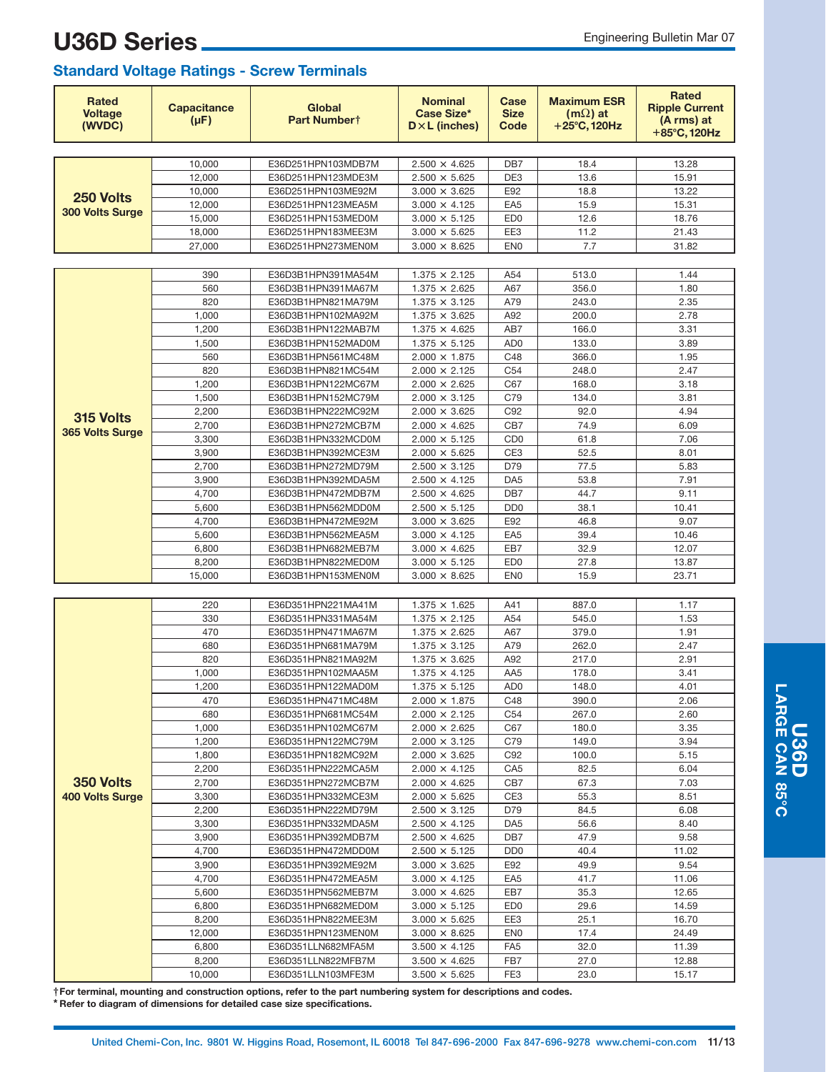# U36D Series

## Standard Voltage Ratings - Screw Terminals

| Rated Voltage (WVDC) | Capacitance (µF) | Global Part Number† | Nominal Case Size* D×L (inches) | Case Size Code | Maximum ESR (mΩ) at +25°C, 120Hz | Rated Ripple Current (A rms) at +85°C, 120Hz |
|---|---|---|---|---|---|---|
| **250 Volts** **300 Volts Surge** | 10,000 | E36D251HPN103MDB7M | 2.500 × 4.625 | DB7 | 18.4 | 13.28 |
| | 12,000 | E36D251HPN123MDE3M | 2.500 × 5.625 | DE3 | 13.6 | 15.91 |
| | 10,000 | E36D251HPN103ME92M | 3.000 × 3.625 | E92 | 18.8 | 13.22 |
| | 12,000 | E36D251HPN123MEA5M | 3.000 × 4.125 | EA5 | 15.9 | 15.31 |
| | 15,000 | E36D251HPN153MED0M | 3.000 × 5.125 | ED0 | 12.6 | 18.76 |
| | 18,000 | E36D251HPN183MEE3M | 3.000 × 5.625 | EE3 | 11.2 | 21.43 |
| | 27,000 | E36D251HPN273MEN0M | 3.000 × 8.625 | EN0 | 7.7 | 31.82 |
| **315 Volts** **365 Volts Surge** | 390 | E36D3B1HPN391MA54M | 1.375 × 2.125 | A54 | 513.0 | 1.44 |
| | 560 | E36D3B1HPN391MA67M | 1.375 × 2.625 | A67 | 356.0 | 1.80 |
| | 820 | E36D3B1HPN821MA79M | 1.375 × 3.125 | A79 | 243.0 | 2.35 |
| | 1,000 | E36D3B1HPN102MA92M | 1.375 × 3.625 | A92 | 200.0 | 2.78 |
| | 1,200 | E36D3B1HPN122MAB7M | 1.375 × 4.625 | AB7 | 166.0 | 3.31 |
| | 1,500 | E36D3B1HPN152MAD0M | 1.375 × 5.125 | AD0 | 133.0 | 3.89 |
| | 560 | E36D3B1HPN561MC48M | 2.000 × 1.875 | C48 | 366.0 | 1.95 |
| | 820 | E36D3B1HPN821MC54M | 2.000 × 2.125 | C54 | 248.0 | 2.47 |
| | 1,200 | E36D3B1HPN122MC67M | 2.000 × 2.625 | C67 | 168.0 | 3.18 |
| | 1,500 | E36D3B1HPN152MC79M | 2.000 × 3.125 | C79 | 134.0 | 3.81 |
| | 2,200 | E36D3B1HPN222MC92M | 2.000 × 3.625 | C92 | 92.0 | 4.94 |
| | 2,700 | E36D3B1HPN272MCB7M | 2.000 × 4.625 | CB7 | 74.9 | 6.09 |
| | 3,300 | E36D3B1HPN332MCD0M | 2.000 × 5.125 | CD0 | 61.8 | 7.06 |
| | 3,900 | E36D3B1HPN392MCE3M | 2.000 × 5.625 | CE3 | 52.5 | 8.01 |
| | 2,700 | E36D3B1HPN272MD79M | 2.500 × 3.125 | D79 | 77.5 | 5.83 |
| | 3,900 | E36D3B1HPN392MDA5M | 2.500 × 4.125 | DA5 | 53.8 | 7.91 |
| | 4,700 | E36D3B1HPN472MDB7M | 2.500 × 4.625 | DB7 | 44.7 | 9.11 |
| | 5,600 | E36D3B1HPN562MDD0M | 2.500 × 5.125 | DD0 | 38.1 | 10.41 |
| | 4,700 | E36D3B1HPN472ME92M | 3.000 × 3.625 | E92 | 46.8 | 9.07 |
| | 5,600 | E36D3B1HPN562MEA5M | 3.000 × 4.125 | EA5 | 39.4 | 10.46 |
| | 6,800 | E36D3B1HPN682MEB7M | 3.000 × 4.625 | EB7 | 32.9 | 12.07 |
| | 8,200 | E36D3B1HPN822MED0M | 3.000 × 5.125 | ED0 | 27.8 | 13.87 |
| | 15,000 | E36D3B1HPN153MEN0M | 3.000 × 8.625 | EN0 | 15.9 | 23.71 |
| **350 Volts** **400 Volts Surge** | 220 | E36D351HPN221MA41M | 1.375 × 1.625 | A41 | 887.0 | 1.17 |
| | 330 | E36D351HPN331MA54M | 1.375 × 2.125 | A54 | 545.0 | 1.53 |
| | 470 | E36D351HPN471MA67M | 1.375 × 2.625 | A67 | 379.0 | 1.91 |
| | 680 | E36D351HPN681MA79M | 1.375 × 3.125 | A79 | 262.0 | 2.47 |
| | 820 | E36D351HPN821MA92M | 1.375 × 3.625 | A92 | 217.0 | 2.91 |
| | 1,000 | E36D351HPN102MAA5M | 1.375 × 4.125 | AA5 | 178.0 | 3.41 |
| | 1,200 | E36D351HPN122MAD0M | 1.375 × 5.125 | AD0 | 148.0 | 4.01 |
| | 470 | E36D351HPN471MC48M | 2.000 × 1.875 | C48 | 390.0 | 2.06 |
| | 680 | E36D351HPN681MC54M | 2.000 × 2.125 | C54 | 267.0 | 2.60 |
| | 1,000 | E36D351HPN102MC67M | 2.000 × 2.625 | C67 | 180.0 | 3.35 |
| | 1,200 | E36D351HPN122MC79M | 2.000 × 3.125 | C79 | 149.0 | 3.94 |
| | 1,800 | E36D351HPN182MC92M | 2.000 × 3.625 | C92 | 100.0 | 5.15 |
| | 2,200 | E36D351HPN222MCA5M | 2.000 × 4.125 | CA5 | 82.5 | 6.04 |
| | 2,700 | E36D351HPN272MCB7M | 2.000 × 4.625 | CB7 | 67.3 | 7.03 |
| | 3,300 | E36D351HPN332MCE3M | 2.000 × 5.625 | CE3 | 55.3 | 8.51 |
| | 2,200 | E36D351HPN222MD79M | 2.500 × 3.125 | D79 | 84.5 | 6.08 |
| | 3,300 | E36D351HPN332MDA5M | 2.500 × 4.125 | DA5 | 56.6 | 8.40 |
| | 3,900 | E36D351HPN392MDB7M | 2.500 × 4.625 | DB7 | 47.9 | 9.58 |
| | 4,700 | E36D351HPN472MDD0M | 2.500 × 5.125 | DD0 | 40.4 | 11.02 |
| | 3,900 | E36D351HPN392ME92M | 3.000 × 3.625 | E92 | 49.9 | 9.54 |
| | 4,700 | E36D351HPN472MEA5M | 3.000 × 4.125 | EA5 | 41.7 | 11.06 |
| | 5,600 | E36D351HPN562MEB7M | 3.000 × 4.625 | EB7 | 35.3 | 12.65 |
| | 6,800 | E36D351HPN682MED0M | 3.000 × 5.125 | ED0 | 29.6 | 14.59 |
| | 8,200 | E36D351HPN822MEE3M | 3.000 × 5.625 | EE3 | 25.1 | 16.70 |
| | 12,000 | E36D351HPN123MEN0M | 3.000 × 8.625 | EN0 | 17.4 | 24.49 |
| | 6,800 | E36D351LLN682MFA5M | 3.500 × 4.125 | FA5 | 32.0 | 11.39 |
| | 8,200 | E36D351LLN822MFB7M | 3.500 × 4.625 | FB7 | 27.0 | 12.88 |
| | 10,000 | E36D351LLN103MFE3M | 3.500 × 5.625 | FE3 | 23.0 | 15.17 |

**† For terminal, mounting and construction options, refer to the part numbering system for descriptions and codes.**
**\* Refer to diagram of dimensions for detailed case size specifications.**

**U36D LARGE CAN 85°C**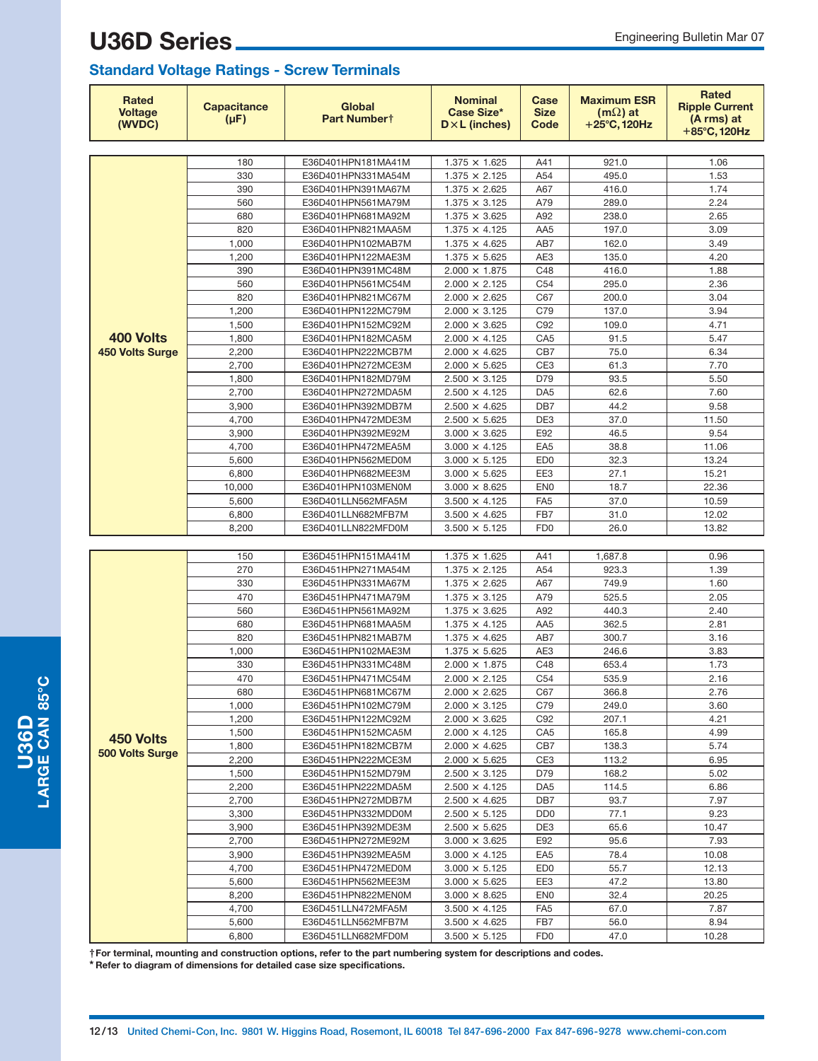# U36D Series

## Standard Voltage Ratings - Screw Terminals

| Rated Voltage (WVDC) | Capacitance (µF) | Global Part Number† | Nominal Case Size* D×L (inches) | Case Size Code | Maximum ESR (mΩ) at +25°C, 120Hz | Rated Ripple Current (A rms) at +85°C, 120Hz |
|---|---|---|---|---|---|---|
| **400 Volts** **450 Volts Surge** | 180 | E36D401HPN181MA41M | 1.375 × 1.625 | A41 | 921.0 | 1.06 |
| | 330 | E36D401HPN331MA54M | 1.375 × 2.125 | A54 | 495.0 | 1.53 |
| | 390 | E36D401HPN391MA67M | 1.375 × 2.625 | A67 | 416.0 | 1.74 |
| | 560 | E36D401HPN561MA79M | 1.375 × 3.125 | A79 | 289.0 | 2.24 |
| | 680 | E36D401HPN681MA92M | 1.375 × 3.625 | A92 | 238.0 | 2.65 |
| | 820 | E36D401HPN821MAA5M | 1.375 × 4.125 | AA5 | 197.0 | 3.09 |
| | 1,000 | E36D401HPN102MAB7M | 1.375 × 4.625 | AB7 | 162.0 | 3.49 |
| | 1,200 | E36D401HPN122MAE3M | 1.375 × 5.625 | AE3 | 135.0 | 4.20 |
| | 390 | E36D401HPN391MC48M | 2.000 × 1.875 | C48 | 416.0 | 1.88 |
| | 560 | E36D401HPN561MC54M | 2.000 × 2.125 | C54 | 295.0 | 2.36 |
| | 820 | E36D401HPN821MC67M | 2.000 × 2.625 | C67 | 200.0 | 3.04 |
| | 1,200 | E36D401HPN122MC79M | 2.000 × 3.125 | C79 | 137.0 | 3.94 |
| | 1,500 | E36D401HPN152MC92M | 2.000 × 3.625 | C92 | 109.0 | 4.71 |
| | 1,800 | E36D401HPN182MCA5M | 2.000 × 4.125 | CA5 | 91.5 | 5.47 |
| | 2,200 | E36D401HPN222MCB7M | 2.000 × 4.625 | CB7 | 75.0 | 6.34 |
| | 2,700 | E36D401HPN272MCE3M | 2.000 × 5.625 | CE3 | 61.3 | 7.70 |
| | 1,800 | E36D401HPN182MD79M | 2.500 × 3.125 | D79 | 93.5 | 5.50 |
| | 2,700 | E36D401HPN272MDA5M | 2.500 × 4.125 | DA5 | 62.6 | 7.60 |
| | 3,900 | E36D401HPN392MDB7M | 2.500 × 4.625 | DB7 | 44.2 | 9.58 |
| | 4,700 | E36D401HPN472MDE3M | 2.500 × 5.625 | DE3 | 37.0 | 11.50 |
| | 3,900 | E36D401HPN392ME92M | 3.000 × 3.625 | E92 | 46.5 | 9.54 |
| | 4,700 | E36D401HPN472MEA5M | 3.000 × 4.125 | EA5 | 38.8 | 11.06 |
| | 5,600 | E36D401HPN562MED0M | 3.000 × 5.125 | ED0 | 32.3 | 13.24 |
| | 6,800 | E36D401HPN682MEE3M | 3.000 × 5.625 | EE3 | 27.1 | 15.21 |
| | 10,000 | E36D401HPN103MEN0M | 3.000 × 8.625 | EN0 | 18.7 | 22.36 |
| | 5,600 | E36D401LLN562MFA5M | 3.500 × 4.125 | FA5 | 37.0 | 10.59 |
| | 6,800 | E36D401LLN682MFB7M | 3.500 × 4.625 | FB7 | 31.0 | 12.02 |
| | 8,200 | E36D401LLN822MFD0M | 3.500 × 5.125 | FD0 | 26.0 | 13.82 |
| **450 Volts** **500 Volts Surge** | 150 | E36D451HPN151MA41M | 1.375 × 1.625 | A41 | 1,687.8 | 0.96 |
| | 270 | E36D451HPN271MA54M | 1.375 × 2.125 | A54 | 923.3 | 1.39 |
| | 330 | E36D451HPN331MA67M | 1.375 × 2.625 | A67 | 749.9 | 1.60 |
| | 470 | E36D451HPN471MA79M | 1.375 × 3.125 | A79 | 525.5 | 2.05 |
| | 560 | E36D451HPN561MA92M | 1.375 × 3.625 | A92 | 440.3 | 2.40 |
| | 680 | E36D451HPN681MAA5M | 1.375 × 4.125 | AA5 | 362.5 | 2.81 |
| | 820 | E36D451HPN821MAB7M | 1.375 × 4.625 | AB7 | 300.7 | 3.16 |
| | 1,000 | E36D451HPN102MAE3M | 1.375 × 5.625 | AE3 | 246.6 | 3.83 |
| | 330 | E36D451HPN331MC48M | 2.000 × 1.875 | C48 | 653.4 | 1.73 |
| | 470 | E36D451HPN471MC54M | 2.000 × 2.125 | C54 | 535.9 | 2.16 |
| | 680 | E36D451HPN681MC67M | 2.000 × 2.625 | C67 | 366.8 | 2.76 |
| | 1,000 | E36D451HPN102MC79M | 2.000 × 3.125 | C79 | 249.0 | 3.60 |
| | 1,200 | E36D451HPN122MC92M | 2.000 × 3.625 | C92 | 207.1 | 4.21 |
| | 1,500 | E36D451HPN152MCA5M | 2.000 × 4.125 | CA5 | 165.8 | 4.99 |
| | 1,800 | E36D451HPN182MCB7M | 2.000 × 4.625 | CB7 | 138.3 | 5.74 |
| | 2,200 | E36D451HPN222MCE3M | 2.000 × 5.625 | CE3 | 113.2 | 6.95 |
| | 1,500 | E36D451HPN152MD79M | 2.500 × 3.125 | D79 | 168.2 | 5.02 |
| | 2,200 | E36D451HPN222MDA5M | 2.500 × 4.125 | DA5 | 114.5 | 6.86 |
| | 2,700 | E36D451HPN272MDB7M | 2.500 × 4.625 | DB7 | 93.7 | 7.97 |
| | 3,300 | E36D451HPN332MDD0M | 2.500 × 5.125 | DD0 | 77.1 | 9.23 |
| | 3,900 | E36D451HPN392MDE3M | 2.500 × 5.625 | DE3 | 65.6 | 10.47 |
| | 2,700 | E36D451HPN272ME92M | 3.000 × 3.625 | E92 | 95.6 | 7.93 |
| | 3,900 | E36D451HPN392MEA5M | 3.000 × 4.125 | EA5 | 78.4 | 10.08 |
| | 4,700 | E36D451HPN472MED0M | 3.000 × 5.125 | ED0 | 55.7 | 12.13 |
| | 5,600 | E36D451HPN562MEE3M | 3.000 × 5.625 | EE3 | 47.2 | 13.80 |
| | 8,200 | E36D451HPN822MEN0M | 3.000 × 8.625 | EN0 | 32.4 | 20.25 |
| | 4,700 | E36D451LLN472MFA5M | 3.500 × 4.125 | FA5 | 67.0 | 7.87 |
| | 5,600 | E36D451LLN562MFB7M | 3.500 × 4.625 | FB7 | 56.0 | 8.94 |
| | 6,800 | E36D451LLN682MFD0M | 3.500 × 5.125 | FD0 | 47.0 | 10.28 |

**† For terminal, mounting and construction options, refer to the part numbering system for descriptions and codes.**
**\* Refer to diagram of dimensions for detailed case size specifications.**

United Chemi-Con, Inc. 9801 W. Higgins Road, Rosemont, IL 60018 Tel 847-696-2000 Fax 847-696-9278 www.chemi-con.com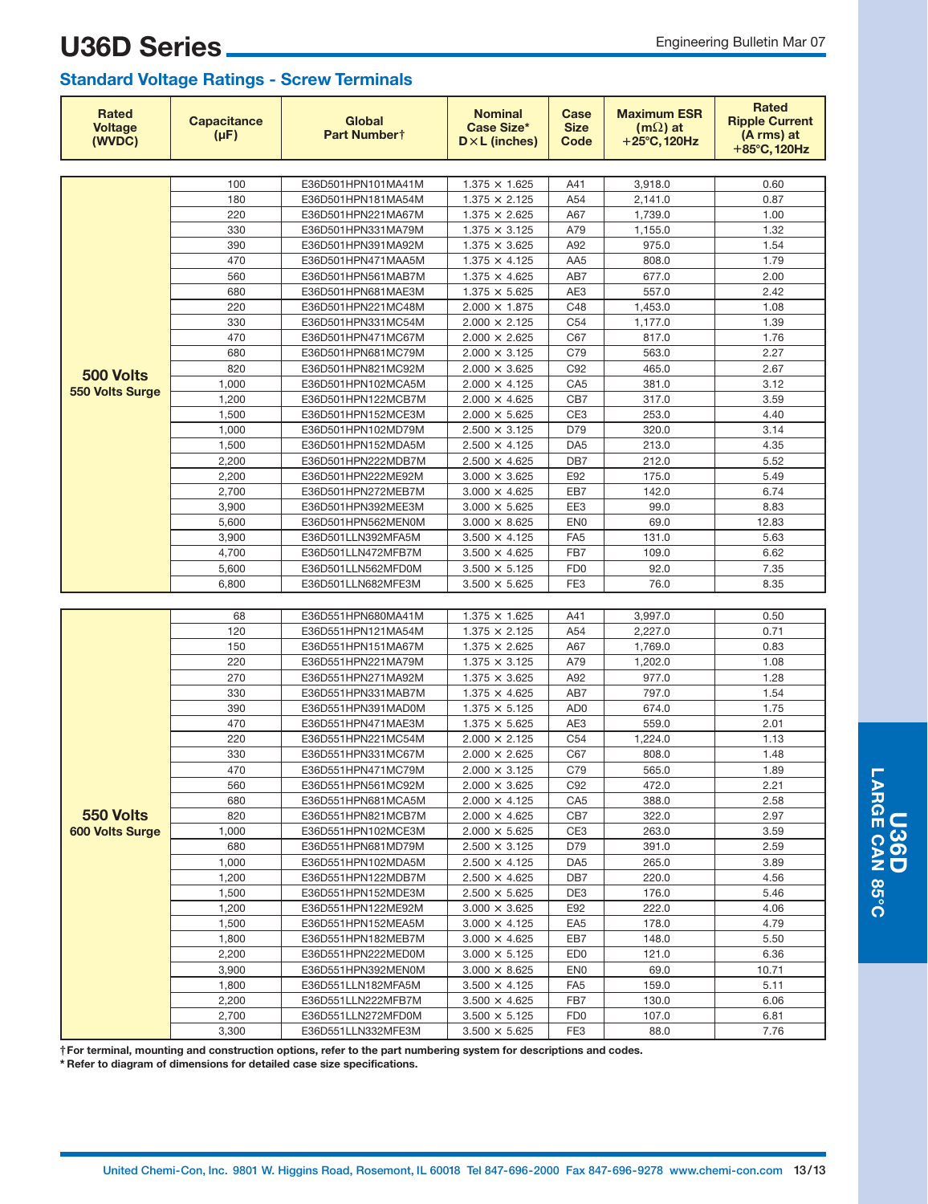# U36D Series

Engineering Bulletin Mar 07

## Standard Voltage Ratings - Screw Terminals

| Rated Voltage (WVDC) | Capacitance (µF) | Global Part Number† | Nominal Case Size* D×L (inches) | Case Size Code | Maximum ESR (mΩ) at +25°C, 120Hz | Rated Ripple Current (A rms) at +85°C, 120Hz |
|---|---|---|---|---|---|---|
| **500 Volts** **550 Volts Surge** | 100 | E36D501HPN101MA41M | 1.375 × 1.625 | A41 | 3,918.0 | 0.60 |
| | 180 | E36D501HPN181MA54M | 1.375 × 2.125 | A54 | 2,141.0 | 0.87 |
| | 220 | E36D501HPN221MA67M | 1.375 × 2.625 | A67 | 1,739.0 | 1.00 |
| | 330 | E36D501HPN331MA79M | 1.375 × 3.125 | A79 | 1,155.0 | 1.32 |
| | 390 | E36D501HPN391MA92M | 1.375 × 3.625 | A92 | 975.0 | 1.54 |
| | 470 | E36D501HPN471MAA5M | 1.375 × 4.125 | AA5 | 808.0 | 1.79 |
| | 560 | E36D501HPN561MAB7M | 1.375 × 4.625 | AB7 | 677.0 | 2.00 |
| | 680 | E36D501HPN681MAE3M | 1.375 × 5.625 | AE3 | 557.0 | 2.42 |
| | 220 | E36D501HPN221MC48M | 2.000 × 1.875 | C48 | 1,453.0 | 1.08 |
| | 330 | E36D501HPN331MC54M | 2.000 × 2.125 | C54 | 1,177.0 | 1.39 |
| | 470 | E36D501HPN471MC67M | 2.000 × 2.625 | C67 | 817.0 | 1.76 |
| | 680 | E36D501HPN681MC79M | 2.000 × 3.125 | C79 | 563.0 | 2.27 |
| | 820 | E36D501HPN821MC92M | 2.000 × 3.625 | C92 | 465.0 | 2.67 |
| | 1,000 | E36D501HPN102MCA5M | 2.000 × 4.125 | CA5 | 381.0 | 3.12 |
| | 1,200 | E36D501HPN122MCB7M | 2.000 × 4.625 | CB7 | 317.0 | 3.59 |
| | 1,500 | E36D501HPN152MCE3M | 2.000 × 5.625 | CE3 | 253.0 | 4.40 |
| | 1,000 | E36D501HPN102MD79M | 2.500 × 3.125 | D79 | 320.0 | 3.14 |
| | 1,500 | E36D501HPN152MDA5M | 2.500 × 4.125 | DA5 | 213.0 | 4.35 |
| | 2,200 | E36D501HPN222MDB7M | 2.500 × 4.625 | DB7 | 212.0 | 5.52 |
| | 2,200 | E36D501HPN222ME92M | 3.000 × 3.625 | E92 | 175.0 | 5.49 |
| | 2,700 | E36D501HPN272MEB7M | 3.000 × 4.625 | EB7 | 142.0 | 6.74 |
| | 3,900 | E36D501HPN392MEE3M | 3.000 × 5.625 | EE3 | 99.0 | 8.83 |
| | 5,600 | E36D501HPN562MEN0M | 3.000 × 8.625 | EN0 | 69.0 | 12.83 |
| | 3,900 | E36D501LLN392MFA5M | 3.500 × 4.125 | FA5 | 131.0 | 5.63 |
| | 4,700 | E36D501LLN472MFB7M | 3.500 × 4.625 | FB7 | 109.0 | 6.62 |
| | 5,600 | E36D501LLN562MFD0M | 3.500 × 5.125 | FD0 | 92.0 | 7.35 |
| | 6,800 | E36D501LLN682MFE3M | 3.500 × 5.625 | FE3 | 76.0 | 8.35 |
| **550 Volts** **600 Volts Surge** | 68 | E36D551HPN680MA41M | 1.375 × 1.625 | A41 | 3,997.0 | 0.50 |
| | 120 | E36D551HPN121MA54M | 1.375 × 2.125 | A54 | 2,227.0 | 0.71 |
| | 150 | E36D551HPN151MA67M | 1.375 × 2.625 | A67 | 1,769.0 | 0.83 |
| | 220 | E36D551HPN221MA79M | 1.375 × 3.125 | A79 | 1,202.0 | 1.08 |
| | 270 | E36D551HPN271MA92M | 1.375 × 3.625 | A92 | 977.0 | 1.28 |
| | 330 | E36D551HPN331MAB7M | 1.375 × 4.625 | AB7 | 797.0 | 1.54 |
| | 390 | E36D551HPN391MAD0M | 1.375 × 5.125 | AD0 | 674.0 | 1.75 |
| | 470 | E36D551HPN471MAE3M | 1.375 × 5.625 | AE3 | 559.0 | 2.01 |
| | 220 | E36D551HPN221MC54M | 2.000 × 2.125 | C54 | 1,224.0 | 1.13 |
| | 330 | E36D551HPN331MC67M | 2.000 × 2.625 | C67 | 808.0 | 1.48 |
| | 470 | E36D551HPN471MC79M | 2.000 × 3.125 | C79 | 565.0 | 1.89 |
| | 560 | E36D551HPN561MC92M | 2.000 × 3.625 | C92 | 472.0 | 2.21 |
| | 680 | E36D551HPN681MCA5M | 2.000 × 4.125 | CA5 | 388.0 | 2.58 |
| | 820 | E36D551HPN821MCB7M | 2.000 × 4.625 | CB7 | 322.0 | 2.97 |
| | 1,000 | E36D551HPN102MCE3M | 2.000 × 5.625 | CE3 | 263.0 | 3.59 |
| | 680 | E36D551HPN681MD79M | 2.500 × 3.125 | D79 | 391.0 | 2.59 |
| | 1,000 | E36D551HPN102MDA5M | 2.500 × 4.125 | DA5 | 265.0 | 3.89 |
| | 1,200 | E36D551HPN122MDB7M | 2.500 × 4.625 | DB7 | 220.0 | 4.56 |
| | 1,500 | E36D551HPN152MDE3M | 2.500 × 5.625 | DE3 | 176.0 | 5.46 |
| | 1,200 | E36D551HPN122ME92M | 3.000 × 3.625 | E92 | 222.0 | 4.06 |
| | 1,500 | E36D551HPN152MEA5M | 3.000 × 4.125 | EA5 | 178.0 | 4.79 |
| | 1,800 | E36D551HPN182MEB7M | 3.000 × 4.625 | EB7 | 148.0 | 5.50 |
| | 2,200 | E36D551HPN222MED0M | 3.000 × 5.125 | ED0 | 121.0 | 6.36 |
| | 3,900 | E36D551HPN392MEN0M | 3.000 × 8.625 | EN0 | 69.0 | 10.71 |
| | 1,800 | E36D551LLN182MFA5M | 3.500 × 4.125 | FA5 | 159.0 | 5.11 |
| | 2,200 | E36D551LLN222MFB7M | 3.500 × 4.625 | FB7 | 130.0 | 6.06 |
| | 2,700 | E36D551LLN272MFD0M | 3.500 × 5.125 | FD0 | 107.0 | 6.81 |
| | 3,300 | E36D551LLN332MFE3M | 3.500 × 5.625 | FE3 | 88.0 | 7.76 |

**†For terminal, mounting and construction options, refer to the part numbering system for descriptions and codes.**

**\* Refer to diagram of dimensions for detailed case size specifications.**

**U36D LARGE CAN 85°C**

United Chemi-Con, Inc. 9801 W. Higgins Road, Rosemont, IL 60018 Tel 847-696-2000 Fax 847-696-9278 www.chemi-con.com